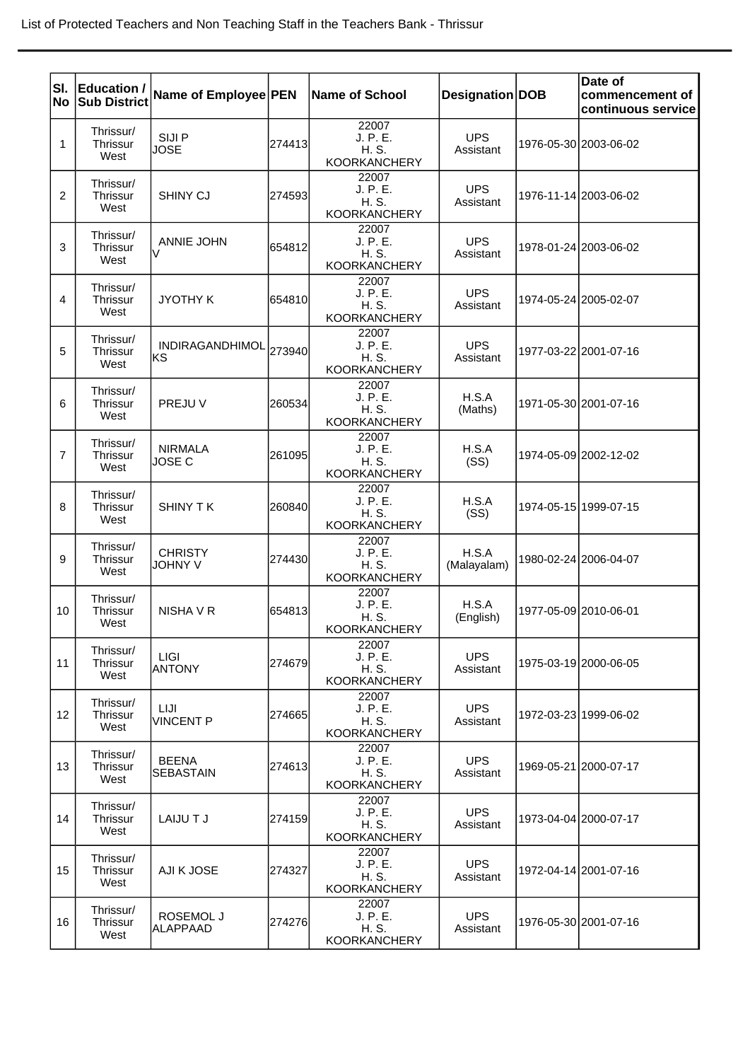List of Protected Teachers and Non Teaching Staff in the Teachers Bank - Thrissur

| Sl. No | Education / Sub District | Name of Employee | PEN | Name of School | Designation | DOB | Date of commencement of continuous service |
|---|---|---|---|---|---|---|---|
| 1 | Thrissur/ Thrissur West | SIJI P JOSE | 274413 | 22007 J. P. E. H. S. KOORKANCHERY | UPS Assistant | 1976-05-30 | 2003-06-02 |
| 2 | Thrissur/ Thrissur West | SHINY CJ | 274593 | 22007 J. P. E. H. S. KOORKANCHERY | UPS Assistant | 1976-11-14 | 2003-06-02 |
| 3 | Thrissur/ Thrissur West | ANNIE JOHN V | 654812 | 22007 J. P. E. H. S. KOORKANCHERY | UPS Assistant | 1978-01-24 | 2003-06-02 |
| 4 | Thrissur/ Thrissur West | JYOTHY K | 654810 | 22007 J. P. E. H. S. KOORKANCHERY | UPS Assistant | 1974-05-24 | 2005-02-07 |
| 5 | Thrissur/ Thrissur West | INDIRAGANDHIMOL KS | 273940 | 22007 J. P. E. H. S. KOORKANCHERY | UPS Assistant | 1977-03-22 | 2001-07-16 |
| 6 | Thrissur/ Thrissur West | PREJU V | 260534 | 22007 J. P. E. H. S. KOORKANCHERY | H.S.A (Maths) | 1971-05-30 | 2001-07-16 |
| 7 | Thrissur/ Thrissur West | NIRMALA JOSE C | 261095 | 22007 J. P. E. H. S. KOORKANCHERY | H.S.A (SS) | 1974-05-09 | 2002-12-02 |
| 8 | Thrissur/ Thrissur West | SHINY T K | 260840 | 22007 J. P. E. H. S. KOORKANCHERY | H.S.A (SS) | 1974-05-15 | 1999-07-15 |
| 9 | Thrissur/ Thrissur West | CHRISTY JOHNY V | 274430 | 22007 J. P. E. H. S. KOORKANCHERY | H.S.A (Malayalam) | 1980-02-24 | 2006-04-07 |
| 10 | Thrissur/ Thrissur West | NISHA V R | 654813 | 22007 J. P. E. H. S. KOORKANCHERY | H.S.A (English) | 1977-05-09 | 2010-06-01 |
| 11 | Thrissur/ Thrissur West | LIGI ANTONY | 274679 | 22007 J. P. E. H. S. KOORKANCHERY | UPS Assistant | 1975-03-19 | 2000-06-05 |
| 12 | Thrissur/ Thrissur West | LIJI VINCENT P | 274665 | 22007 J. P. E. H. S. KOORKANCHERY | UPS Assistant | 1972-03-23 | 1999-06-02 |
| 13 | Thrissur/ Thrissur West | BEENA SEBASTAIN | 274613 | 22007 J. P. E. H. S. KOORKANCHERY | UPS Assistant | 1969-05-21 | 2000-07-17 |
| 14 | Thrissur/ Thrissur West | LAIJU T J | 274159 | 22007 J. P. E. H. S. KOORKANCHERY | UPS Assistant | 1973-04-04 | 2000-07-17 |
| 15 | Thrissur/ Thrissur West | AJI K JOSE | 274327 | 22007 J. P. E. H. S. KOORKANCHERY | UPS Assistant | 1972-04-14 | 2001-07-16 |
| 16 | Thrissur/ Thrissur West | ROSEMOL J ALAPPAAD | 274276 | 22007 J. P. E. H. S. KOORKANCHERY | UPS Assistant | 1976-05-30 | 2001-07-16 |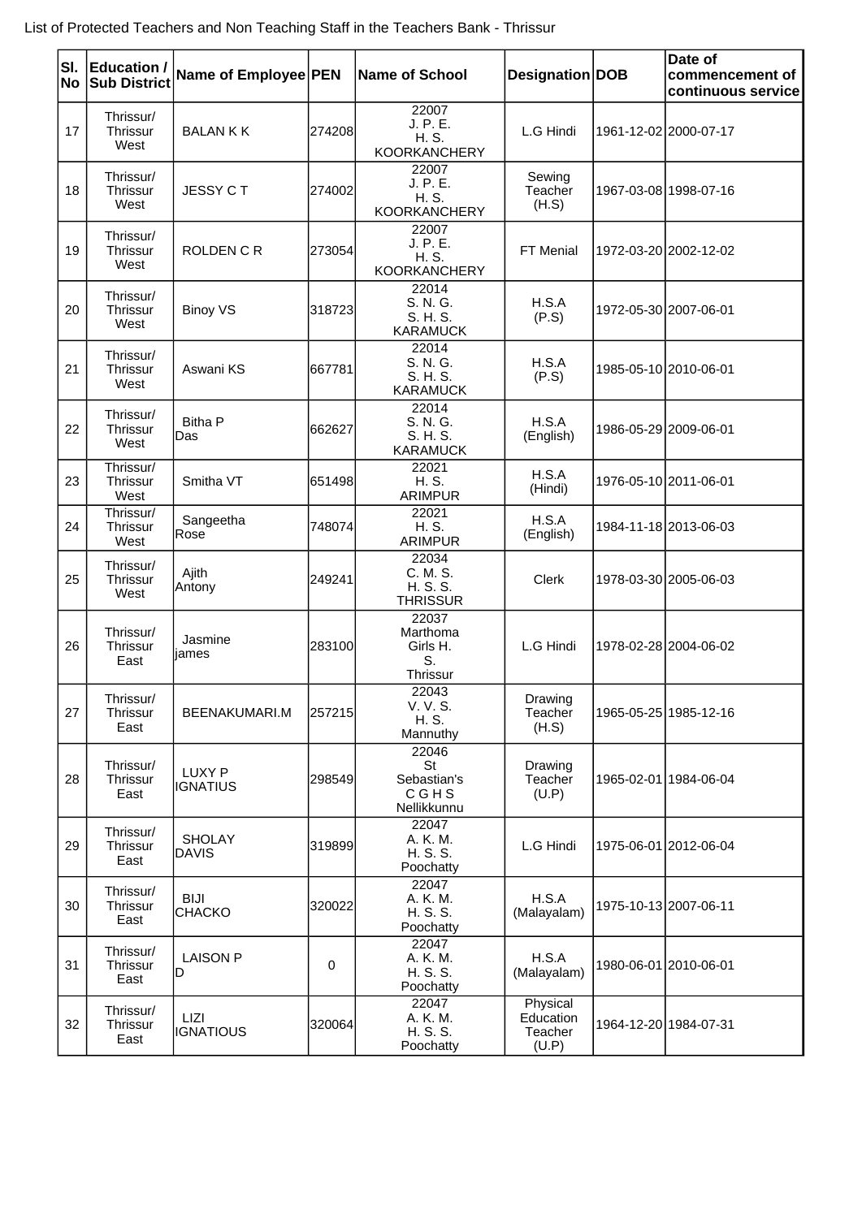List of Protected Teachers and Non Teaching Staff in the Teachers Bank - Thrissur

| Sl. No | Education / Sub District | Name of Employee | PEN | Name of School | Designation | DOB | Date of commencement of continuous service |
|---|---|---|---|---|---|---|---|
| 17 | Thrissur/ Thrissur West | BALAN K K | 274208 | 22007 J. P. E. H. S. KOORKANCHERY | L.G Hindi | 1961-12-02 | 2000-07-17 |
| 18 | Thrissur/ Thrissur West | JESSY C T | 274002 | 22007 J. P. E. H. S. KOORKANCHERY | Sewing Teacher (H.S) | 1967-03-08 | 1998-07-16 |
| 19 | Thrissur/ Thrissur West | ROLDEN C R | 273054 | 22007 J. P. E. H. S. KOORKANCHERY | FT Menial | 1972-03-20 | 2002-12-02 |
| 20 | Thrissur/ Thrissur West | Binoy VS | 318723 | 22014 S. N. G. S. H. S. KARAMUCK | H.S.A (P.S) | 1972-05-30 | 2007-06-01 |
| 21 | Thrissur/ Thrissur West | Aswani KS | 667781 | 22014 S. N. G. S. H. S. KARAMUCK | H.S.A (P.S) | 1985-05-10 | 2010-06-01 |
| 22 | Thrissur/ Thrissur West | Bitha P Das | 662627 | 22014 S. N. G. S. H. S. KARAMUCK | H.S.A (English) | 1986-05-29 | 2009-06-01 |
| 23 | Thrissur/ Thrissur West | Smitha VT | 651498 | 22021 H. S. ARIMPUR | H.S.A (Hindi) | 1976-05-10 | 2011-06-01 |
| 24 | Thrissur/ Thrissur West | Sangeetha Rose | 748074 | 22021 H. S. ARIMPUR | H.S.A (English) | 1984-11-18 | 2013-06-03 |
| 25 | Thrissur/ Thrissur West | Ajith Antony | 249241 | 22034 C. M. S. H. S. S. THRISSUR | Clerk | 1978-03-30 | 2005-06-03 |
| 26 | Thrissur/ Thrissur East | Jasmine james | 283100 | 22037 Marthoma Girls H. S. Thrissur | L.G Hindi | 1978-02-28 | 2004-06-02 |
| 27 | Thrissur/ Thrissur East | BEENAKUMARI.M | 257215 | 22043 V. V. S. H. S. Mannuthy | Drawing Teacher (H.S) | 1965-05-25 | 1985-12-16 |
| 28 | Thrissur/ Thrissur East | LUXY P IGNATIUS | 298549 | 22046 St Sebastian's C G H S Nellikkunnu | Drawing Teacher (U.P) | 1965-02-01 | 1984-06-04 |
| 29 | Thrissur/ Thrissur East | SHOLAY DAVIS | 319899 | 22047 A. K. M. H. S. S. Poochatty | L.G Hindi | 1975-06-01 | 2012-06-04 |
| 30 | Thrissur/ Thrissur East | BIJI CHACKO | 320022 | 22047 A. K. M. H. S. S. Poochatty | H.S.A (Malayalam) | 1975-10-13 | 2007-06-11 |
| 31 | Thrissur/ Thrissur East | LAISON P D | 0 | 22047 A. K. M. H. S. S. Poochatty | H.S.A (Malayalam) | 1980-06-01 | 2010-06-01 |
| 32 | Thrissur/ Thrissur East | LIZI IGNATIOUS | 320064 | 22047 A. K. M. H. S. S. Poochatty | Physical Education Teacher (U.P) | 1964-12-20 | 1984-07-31 |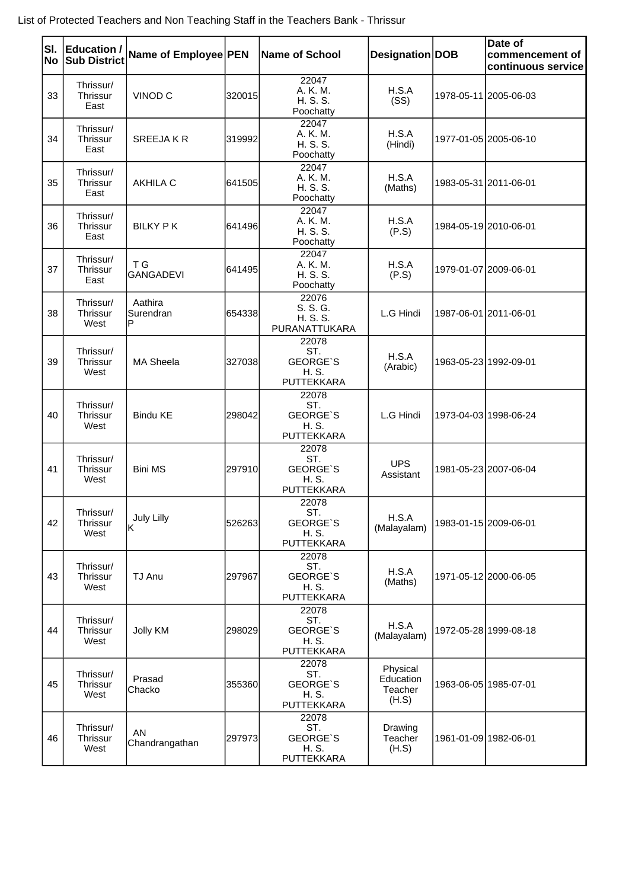List of Protected Teachers and Non Teaching Staff in the Teachers Bank - Thrissur

| Sl. No | Education / Sub District | Name of Employee | PEN | Name of School | Designation | DOB | Date of commencement of continuous service |
|---|---|---|---|---|---|---|---|
| 33 | Thrissur/ Thrissur East | VINOD C | 320015 | 22047 A. K. M. H. S. S. Poochatty | H.S.A (SS) | 1978-05-11 | 2005-06-03 |
| 34 | Thrissur/ Thrissur East | SREEJA K R | 319992 | 22047 A. K. M. H. S. S. Poochatty | H.S.A (Hindi) | 1977-01-05 | 2005-06-10 |
| 35 | Thrissur/ Thrissur East | AKHILA C | 641505 | 22047 A. K. M. H. S. S. Poochatty | H.S.A (Maths) | 1983-05-31 | 2011-06-01 |
| 36 | Thrissur/ Thrissur East | BILKY P K | 641496 | 22047 A. K. M. H. S. S. Poochatty | H.S.A (P.S) | 1984-05-19 | 2010-06-01 |
| 37 | Thrissur/ Thrissur East | T G GANGADEVI | 641495 | 22047 A. K. M. H. S. S. Poochatty | H.S.A (P.S) | 1979-01-07 | 2009-06-01 |
| 38 | Thrissur/ Thrissur West | Aathira Surendran P | 654338 | 22076 S. S. G. H. S. S. PURANATTUKARA | L.G Hindi | 1987-06-01 | 2011-06-01 |
| 39 | Thrissur/ Thrissur West | MA Sheela | 327038 | 22078 ST. GEORGE`S H. S. PUTTEKKARA | H.S.A (Arabic) | 1963-05-23 | 1992-09-01 |
| 40 | Thrissur/ Thrissur West | Bindu KE | 298042 | 22078 ST. GEORGE`S H. S. PUTTEKKARA | L.G Hindi | 1973-04-03 | 1998-06-24 |
| 41 | Thrissur/ Thrissur West | Bini MS | 297910 | 22078 ST. GEORGE`S H. S. PUTTEKKARA | UPS Assistant | 1981-05-23 | 2007-06-04 |
| 42 | Thrissur/ Thrissur West | July Lilly K | 526263 | 22078 ST. GEORGE`S H. S. PUTTEKKARA | H.S.A (Malayalam) | 1983-01-15 | 2009-06-01 |
| 43 | Thrissur/ Thrissur West | TJ Anu | 297967 | 22078 ST. GEORGE`S H. S. PUTTEKKARA | H.S.A (Maths) | 1971-05-12 | 2000-06-05 |
| 44 | Thrissur/ Thrissur West | Jolly KM | 298029 | 22078 ST. GEORGE`S H. S. PUTTEKKARA | H.S.A (Malayalam) | 1972-05-28 | 1999-08-18 |
| 45 | Thrissur/ Thrissur West | Prasad Chacko | 355360 | 22078 ST. GEORGE`S H. S. PUTTEKKARA | Physical Education Teacher (H.S) | 1963-06-05 | 1985-07-01 |
| 46 | Thrissur/ Thrissur West | AN Chandrangathan | 297973 | 22078 ST. GEORGE`S H. S. PUTTEKKARA | Drawing Teacher (H.S) | 1961-01-09 | 1982-06-01 |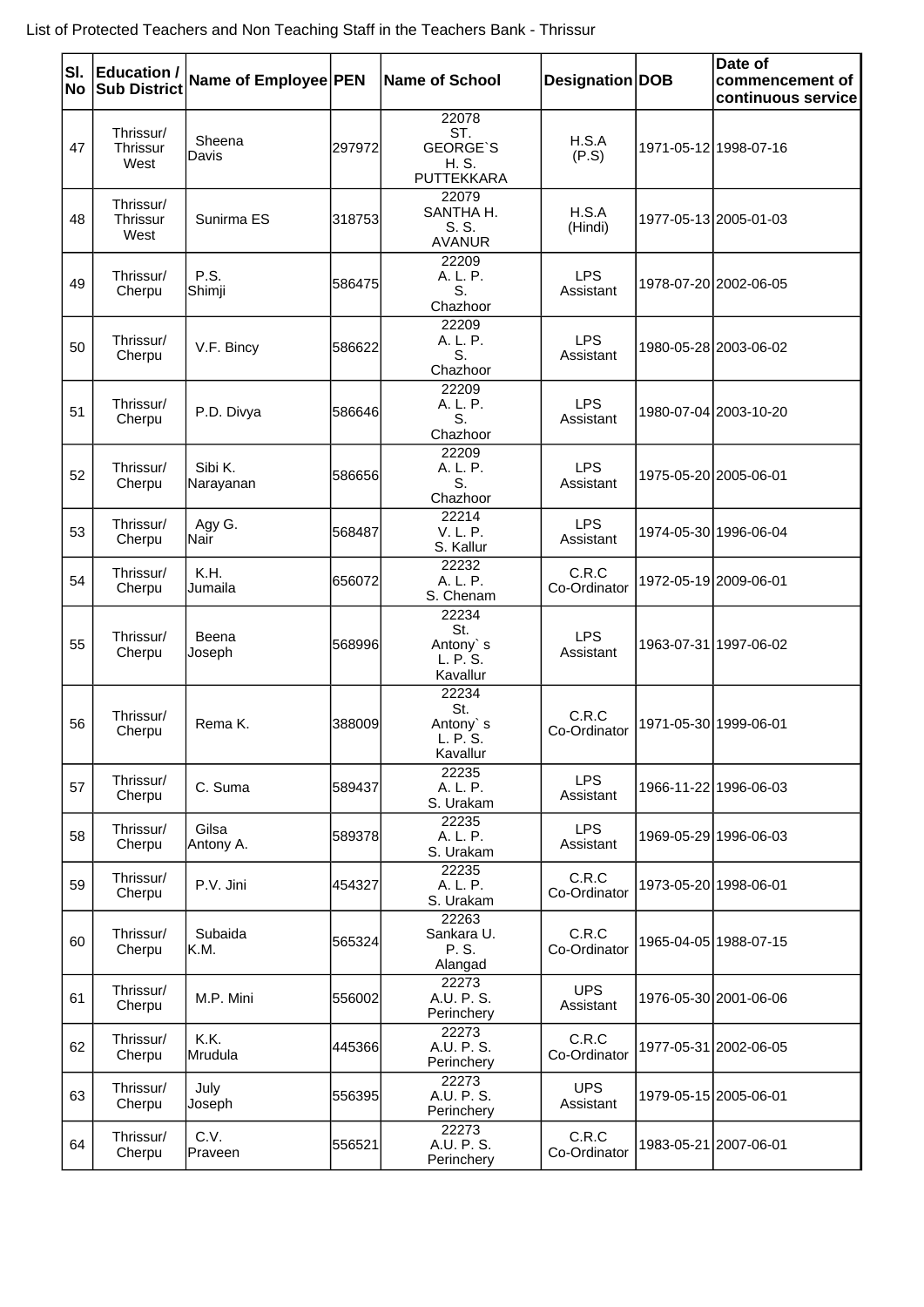List of Protected Teachers and Non Teaching Staff in the Teachers Bank - Thrissur

| Sl. No | Education / Sub District | Name of Employee | PEN | Name of School | Designation | DOB | Date of commencement of continuous service |
|---|---|---|---|---|---|---|---|
| 47 | Thrissur/ Thrissur West | Sheena Davis | 297972 | 22078 ST. GEORGE`S H. S. PUTTEKKARA | H.S.A (P.S) | 1971-05-12 | 1998-07-16 |
| 48 | Thrissur/ Thrissur West | Sunirma ES | 318753 | 22079 SANTHA H. S. S. AVANUR | H.S.A (Hindi) | 1977-05-13 | 2005-01-03 |
| 49 | Thrissur/ Cherpu | P.S. Shimji | 586475 | 22209 A. L. P. S. Chazhoor | LPS Assistant | 1978-07-20 | 2002-06-05 |
| 50 | Thrissur/ Cherpu | V.F. Bincy | 586622 | 22209 A. L. P. S. Chazhoor | LPS Assistant | 1980-05-28 | 2003-06-02 |
| 51 | Thrissur/ Cherpu | P.D. Divya | 586646 | 22209 A. L. P. S. Chazhoor | LPS Assistant | 1980-07-04 | 2003-10-20 |
| 52 | Thrissur/ Cherpu | Sibi K. Narayanan | 586656 | 22209 A. L. P. S. Chazhoor | LPS Assistant | 1975-05-20 | 2005-06-01 |
| 53 | Thrissur/ Cherpu | Agy G. Nair | 568487 | 22214 V. L. P. S. Kallur | LPS Assistant | 1974-05-30 | 1996-06-04 |
| 54 | Thrissur/ Cherpu | K.H. Jumaila | 656072 | 22232 A. L. P. S. Chenam | C.R.C Co-Ordinator | 1972-05-19 | 2009-06-01 |
| 55 | Thrissur/ Cherpu | Beena Joseph | 568996 | 22234 St. Antony` s L. P. S. Kavallur | LPS Assistant | 1963-07-31 | 1997-06-02 |
| 56 | Thrissur/ Cherpu | Rema K. | 388009 | 22234 St. Antony` s L. P. S. Kavallur | C.R.C Co-Ordinator | 1971-05-30 | 1999-06-01 |
| 57 | Thrissur/ Cherpu | C. Suma | 589437 | 22235 A. L. P. S. Urakam | LPS Assistant | 1966-11-22 | 1996-06-03 |
| 58 | Thrissur/ Cherpu | Gilsa Antony A. | 589378 | 22235 A. L. P. S. Urakam | LPS Assistant | 1969-05-29 | 1996-06-03 |
| 59 | Thrissur/ Cherpu | P.V. Jini | 454327 | 22235 A. L. P. S. Urakam | C.R.C Co-Ordinator | 1973-05-20 | 1998-06-01 |
| 60 | Thrissur/ Cherpu | Subaida K.M. | 565324 | 22263 Sankara U. P. S. Alangad | C.R.C Co-Ordinator | 1965-04-05 | 1988-07-15 |
| 61 | Thrissur/ Cherpu | M.P. Mini | 556002 | 22273 A.U. P. S. Perinchery | UPS Assistant | 1976-05-30 | 2001-06-06 |
| 62 | Thrissur/ Cherpu | K.K. Mrudula | 445366 | 22273 A.U. P. S. Perinchery | C.R.C Co-Ordinator | 1977-05-31 | 2002-06-05 |
| 63 | Thrissur/ Cherpu | July Joseph | 556395 | 22273 A.U. P. S. Perinchery | UPS Assistant | 1979-05-15 | 2005-06-01 |
| 64 | Thrissur/ Cherpu | C.V. Praveen | 556521 | 22273 A.U. P. S. Perinchery | C.R.C Co-Ordinator | 1983-05-21 | 2007-06-01 |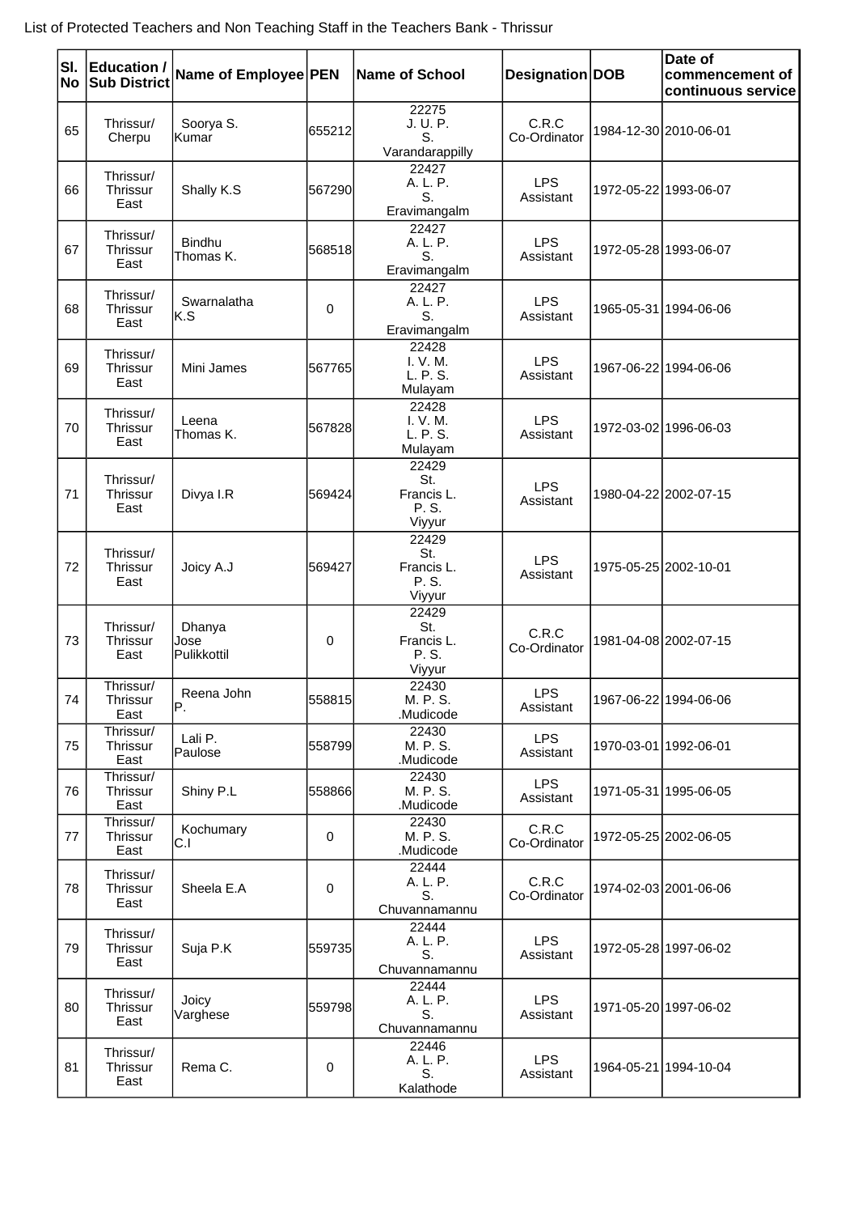List of Protected Teachers and Non Teaching Staff in the Teachers Bank - Thrissur

| Sl. No | Education / Sub District | Name of Employee | PEN | Name of School | Designation | DOB | Date of commencement of continuous service |
|---|---|---|---|---|---|---|---|
| 65 | Thrissur/ Cherpu | Soorya S. Kumar | 655212 | 22275 J. U. P. S. Varandarappilly | C.R.C Co-Ordinator | 1984-12-30 | 2010-06-01 |
| 66 | Thrissur/ Thrissur East | Shally K.S | 567290 | 22427 A. L. P. S. Eravimangalm | LPS Assistant | 1972-05-22 | 1993-06-07 |
| 67 | Thrissur/ Thrissur East | Bindhu Thomas K. | 568518 | 22427 A. L. P. S. Eravimangalm | LPS Assistant | 1972-05-28 | 1993-06-07 |
| 68 | Thrissur/ Thrissur East | Swarnalatha K.S | 0 | 22427 A. L. P. S. Eravimangalm | LPS Assistant | 1965-05-31 | 1994-06-06 |
| 69 | Thrissur/ Thrissur East | Mini James | 567765 | 22428 I. V. M. L. P. S. Mulayam | LPS Assistant | 1967-06-22 | 1994-06-06 |
| 70 | Thrissur/ Thrissur East | Leena Thomas K. | 567828 | 22428 I. V. M. L. P. S. Mulayam | LPS Assistant | 1972-03-02 | 1996-06-03 |
| 71 | Thrissur/ Thrissur East | Divya I.R | 569424 | 22429 St. Francis L. P. S. Viyyur | LPS Assistant | 1980-04-22 | 2002-07-15 |
| 72 | Thrissur/ Thrissur East | Joicy A.J | 569427 | 22429 St. Francis L. P. S. Viyyur | LPS Assistant | 1975-05-25 | 2002-10-01 |
| 73 | Thrissur/ Thrissur East | Dhanya Jose Pulikkottil | 0 | 22429 St. Francis L. P. S. Viyyur | C.R.C Co-Ordinator | 1981-04-08 | 2002-07-15 |
| 74 | Thrissur/ Thrissur East | Reena John P. | 558815 | 22430 M. P. S. .Mudicode | LPS Assistant | 1967-06-22 | 1994-06-06 |
| 75 | Thrissur/ Thrissur East | Lali P. Paulose | 558799 | 22430 M. P. S. .Mudicode | LPS Assistant | 1970-03-01 | 1992-06-01 |
| 76 | Thrissur/ Thrissur East | Shiny P.L | 558866 | 22430 M. P. S. .Mudicode | LPS Assistant | 1971-05-31 | 1995-06-05 |
| 77 | Thrissur/ Thrissur East | Kochumary C.I | 0 | 22430 M. P. S. .Mudicode | C.R.C Co-Ordinator | 1972-05-25 | 2002-06-05 |
| 78 | Thrissur/ Thrissur East | Sheela E.A | 0 | 22444 A. L. P. S. Chuvannamannu | C.R.C Co-Ordinator | 1974-02-03 | 2001-06-06 |
| 79 | Thrissur/ Thrissur East | Suja P.K | 559735 | 22444 A. L. P. S. Chuvannamannu | LPS Assistant | 1972-05-28 | 1997-06-02 |
| 80 | Thrissur/ Thrissur East | Joicy Varghese | 559798 | 22444 A. L. P. S. Chuvannamannu | LPS Assistant | 1971-05-20 | 1997-06-02 |
| 81 | Thrissur/ Thrissur East | Rema C. | 0 | 22446 A. L. P. S. Kalathode | LPS Assistant | 1964-05-21 | 1994-10-04 |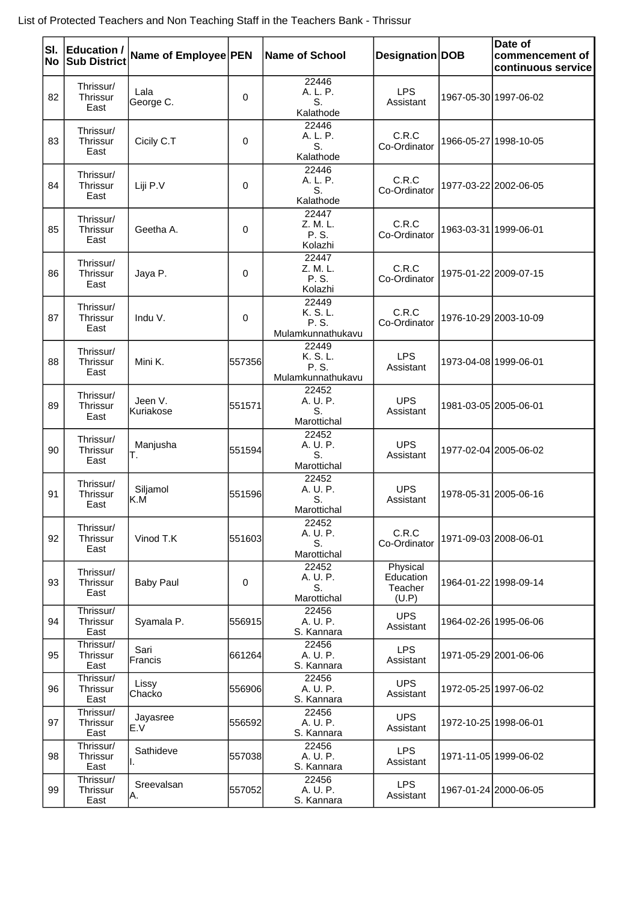List of Protected Teachers and Non Teaching Staff in the Teachers Bank - Thrissur

| Sl. No | Education / Sub District | Name of Employee | PEN | Name of School | Designation | DOB | Date of commencement of continuous service |
|---|---|---|---|---|---|---|---|
| 82 | Thrissur/ Thrissur East | Lala George C. | 0 | 22446 A. L. P. S. Kalathode | LPS Assistant | 1967-05-30 | 1997-06-02 |
| 83 | Thrissur/ Thrissur East | Cicily C.T | 0 | 22446 A. L. P. S. Kalathode | C.R.C Co-Ordinator | 1966-05-27 | 1998-10-05 |
| 84 | Thrissur/ Thrissur East | Liji P.V | 0 | 22446 A. L. P. S. Kalathode | C.R.C Co-Ordinator | 1977-03-22 | 2002-06-05 |
| 85 | Thrissur/ Thrissur East | Geetha A. | 0 | 22447 Z. M. L. P. S. Kolazhi | C.R.C Co-Ordinator | 1963-03-31 | 1999-06-01 |
| 86 | Thrissur/ Thrissur East | Jaya P. | 0 | 22447 Z. M. L. P. S. Kolazhi | C.R.C Co-Ordinator | 1975-01-22 | 2009-07-15 |
| 87 | Thrissur/ Thrissur East | Indu V. | 0 | 22449 K. S. L. P. S. Mulamkunnathukavu | C.R.C Co-Ordinator | 1976-10-29 | 2003-10-09 |
| 88 | Thrissur/ Thrissur East | Mini K. | 557356 | 22449 K. S. L. P. S. Mulamkunnathukavu | LPS Assistant | 1973-04-08 | 1999-06-01 |
| 89 | Thrissur/ Thrissur East | Jeen V. Kuriakose | 551571 | 22452 A. U. P. S. Marottichal | UPS Assistant | 1981-03-05 | 2005-06-01 |
| 90 | Thrissur/ Thrissur East | Manjusha T. | 551594 | 22452 A. U. P. S. Marottichal | UPS Assistant | 1977-02-04 | 2005-06-02 |
| 91 | Thrissur/ Thrissur East | Siljamol K.M | 551596 | 22452 A. U. P. S. Marottichal | UPS Assistant | 1978-05-31 | 2005-06-16 |
| 92 | Thrissur/ Thrissur East | Vinod T.K | 551603 | 22452 A. U. P. S. Marottichal | C.R.C Co-Ordinator | 1971-09-03 | 2008-06-01 |
| 93 | Thrissur/ Thrissur East | Baby Paul | 0 | 22452 A. U. P. S. Marottichal | Physical Education Teacher (U.P) | 1964-01-22 | 1998-09-14 |
| 94 | Thrissur/ Thrissur East | Syamala P. | 556915 | 22456 A. U. P. S. Kannara | UPS Assistant | 1964-02-26 | 1995-06-06 |
| 95 | Thrissur/ Thrissur East | Sari Francis | 661264 | 22456 A. U. P. S. Kannara | LPS Assistant | 1971-05-29 | 2001-06-06 |
| 96 | Thrissur/ Thrissur East | Lissy Chacko | 556906 | 22456 A. U. P. S. Kannara | UPS Assistant | 1972-05-25 | 1997-06-02 |
| 97 | Thrissur/ Thrissur East | Jayasree E.V | 556592 | 22456 A. U. P. S. Kannara | UPS Assistant | 1972-10-25 | 1998-06-01 |
| 98 | Thrissur/ Thrissur East | Sathideve I. | 557038 | 22456 A. U. P. S. Kannara | LPS Assistant | 1971-11-05 | 1999-06-02 |
| 99 | Thrissur/ Thrissur East | Sreevalsan A. | 557052 | 22456 A. U. P. S. Kannara | LPS Assistant | 1967-01-24 | 2000-06-05 |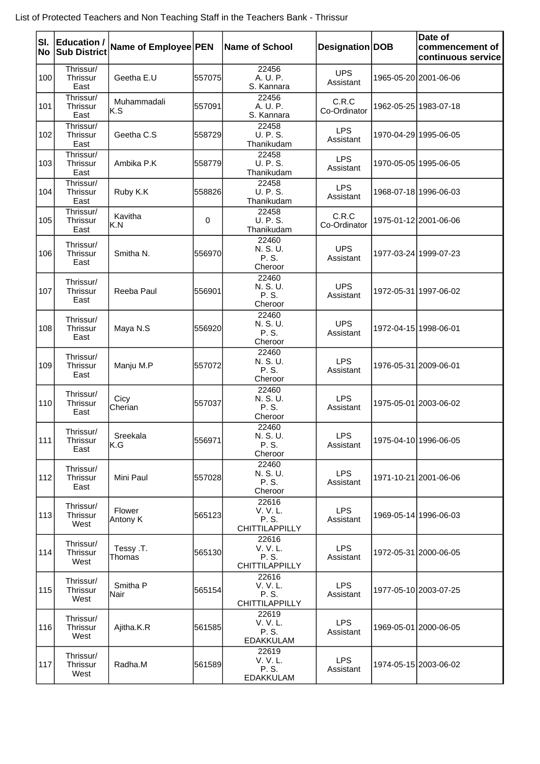List of Protected Teachers and Non Teaching Staff in the Teachers Bank - Thrissur

| Sl. No | Education / Sub District | Name of Employee | PEN | Name of School | Designation | DOB | Date of commencement of continuous service |
|---|---|---|---|---|---|---|---|
| 100 | Thrissur/ Thrissur East | Geetha E.U | 557075 | 22456 A. U. P. S. Kannara | UPS Assistant | 1965-05-20 | 2001-06-06 |
| 101 | Thrissur/ Thrissur East | Muhammadali K.S | 557091 | 22456 A. U. P. S. Kannara | C.R.C Co-Ordinator | 1962-05-25 | 1983-07-18 |
| 102 | Thrissur/ Thrissur East | Geetha C.S | 558729 | 22458 U. P. S. Thanikudam | LPS Assistant | 1970-04-29 | 1995-06-05 |
| 103 | Thrissur/ Thrissur East | Ambika P.K | 558779 | 22458 U. P. S. Thanikudam | LPS Assistant | 1970-05-05 | 1995-06-05 |
| 104 | Thrissur/ Thrissur East | Ruby K.K | 558826 | 22458 U. P. S. Thanikudam | LPS Assistant | 1968-07-18 | 1996-06-03 |
| 105 | Thrissur/ Thrissur East | Kavitha K.N | 0 | 22458 U. P. S. Thanikudam | C.R.C Co-Ordinator | 1975-01-12 | 2001-06-06 |
| 106 | Thrissur/ Thrissur East | Smitha N. | 556970 | 22460 N. S. U. P. S. Cheroor | UPS Assistant | 1977-03-24 | 1999-07-23 |
| 107 | Thrissur/ Thrissur East | Reeba Paul | 556901 | 22460 N. S. U. P. S. Cheroor | UPS Assistant | 1972-05-31 | 1997-06-02 |
| 108 | Thrissur/ Thrissur East | Maya N.S | 556920 | 22460 N. S. U. P. S. Cheroor | UPS Assistant | 1972-04-15 | 1998-06-01 |
| 109 | Thrissur/ Thrissur East | Manju M.P | 557072 | 22460 N. S. U. P. S. Cheroor | LPS Assistant | 1976-05-31 | 2009-06-01 |
| 110 | Thrissur/ Thrissur East | Cicy Cherian | 557037 | 22460 N. S. U. P. S. Cheroor | LPS Assistant | 1975-05-01 | 2003-06-02 |
| 111 | Thrissur/ Thrissur East | Sreekala K.G | 556971 | 22460 N. S. U. P. S. Cheroor | LPS Assistant | 1975-04-10 | 1996-06-05 |
| 112 | Thrissur/ Thrissur East | Mini Paul | 557028 | 22460 N. S. U. P. S. Cheroor | LPS Assistant | 1971-10-21 | 2001-06-06 |
| 113 | Thrissur/ Thrissur West | Flower Antony K | 565123 | 22616 V. V. L. P. S. CHITTILAPPILLY | LPS Assistant | 1969-05-14 | 1996-06-03 |
| 114 | Thrissur/ Thrissur West | Tessy .T. Thomas | 565130 | 22616 V. V. L. P. S. CHITTILAPPILLY | LPS Assistant | 1972-05-31 | 2000-06-05 |
| 115 | Thrissur/ Thrissur West | Smitha P Nair | 565154 | 22616 V. V. L. P. S. CHITTILAPPILLY | LPS Assistant | 1977-05-10 | 2003-07-25 |
| 116 | Thrissur/ Thrissur West | Ajitha.K.R | 561585 | 22619 V. V. L. P. S. EDAKKULAM | LPS Assistant | 1969-05-01 | 2000-06-05 |
| 117 | Thrissur/ Thrissur West | Radha.M | 561589 | 22619 V. V. L. P. S. EDAKKULAM | LPS Assistant | 1974-05-15 | 2003-06-02 |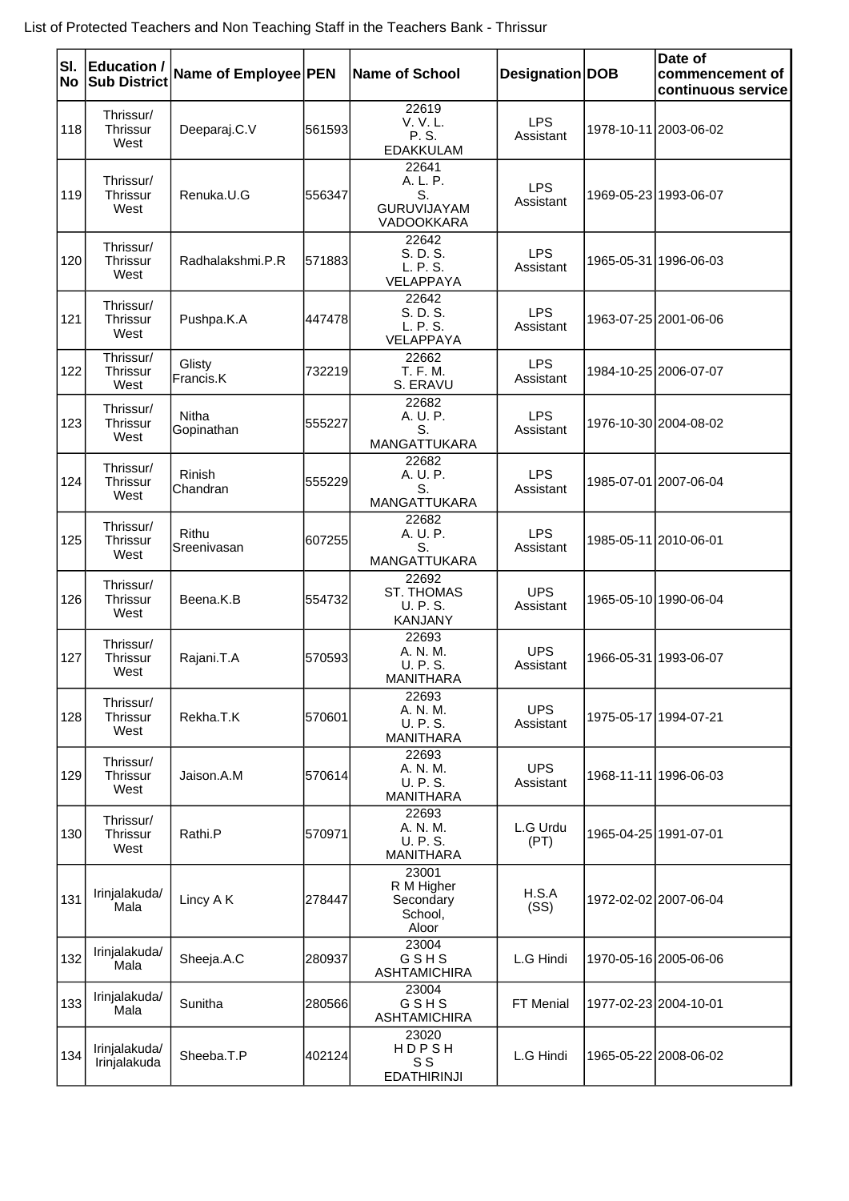List of Protected Teachers and Non Teaching Staff in the Teachers Bank - Thrissur

| Sl. No | Education / Sub District | Name of Employee | PEN | Name of School | Designation | DOB | Date of commencement of continuous service |
|---|---|---|---|---|---|---|---|
| 118 | Thrissur/ Thrissur West | Deeparaj.C.V | 561593 | 22619 V. V. L. P. S. EDAKKULAM | LPS Assistant | 1978-10-11 | 2003-06-02 |
| 119 | Thrissur/ Thrissur West | Renuka.U.G | 556347 | 22641 A. L. P. S. GURUVIJAYAM VADOOKKARA | LPS Assistant | 1969-05-23 | 1993-06-07 |
| 120 | Thrissur/ Thrissur West | Radhalakshmi.P.R | 571883 | 22642 S. D. S. L. P. S. VELAPPAYA | LPS Assistant | 1965-05-31 | 1996-06-03 |
| 121 | Thrissur/ Thrissur West | Pushpa.K.A | 447478 | 22642 S. D. S. L. P. S. VELAPPAYA | LPS Assistant | 1963-07-25 | 2001-06-06 |
| 122 | Thrissur/ Thrissur West | Glisty Francis.K | 732219 | 22662 T. F. M. S. ERAVU | LPS Assistant | 1984-10-25 | 2006-07-07 |
| 123 | Thrissur/ Thrissur West | Nitha Gopinathan | 555227 | 22682 A. U. P. S. MANGATTUKARA | LPS Assistant | 1976-10-30 | 2004-08-02 |
| 124 | Thrissur/ Thrissur West | Rinish Chandran | 555229 | 22682 A. U. P. S. MANGATTUKARA | LPS Assistant | 1985-07-01 | 2007-06-04 |
| 125 | Thrissur/ Thrissur West | Rithu Sreenivasan | 607255 | 22682 A. U. P. S. MANGATTUKARA | LPS Assistant | 1985-05-11 | 2010-06-01 |
| 126 | Thrissur/ Thrissur West | Beena.K.B | 554732 | 22692 ST. THOMAS U. P. S. KANJANY | UPS Assistant | 1965-05-10 | 1990-06-04 |
| 127 | Thrissur/ Thrissur West | Rajani.T.A | 570593 | 22693 A. N. M. U. P. S. MANITHARA | UPS Assistant | 1966-05-31 | 1993-06-07 |
| 128 | Thrissur/ Thrissur West | Rekha.T.K | 570601 | 22693 A. N. M. U. P. S. MANITHARA | UPS Assistant | 1975-05-17 | 1994-07-21 |
| 129 | Thrissur/ Thrissur West | Jaison.A.M | 570614 | 22693 A. N. M. U. P. S. MANITHARA | UPS Assistant | 1968-11-11 | 1996-06-03 |
| 130 | Thrissur/ Thrissur West | Rathi.P | 570971 | 22693 A. N. M. U. P. S. MANITHARA | L.G Urdu (PT) | 1965-04-25 | 1991-07-01 |
| 131 | Irinjalakuda/ Mala | Lincy A K | 278447 | 23001 R M Higher Secondary School, Aloor | H.S.A (SS) | 1972-02-02 | 2007-06-04 |
| 132 | Irinjalakuda/ Mala | Sheeja.A.C | 280937 | 23004 G S H S ASHTAMICHIRA | L.G Hindi | 1970-05-16 | 2005-06-06 |
| 133 | Irinjalakuda/ Mala | Sunitha | 280566 | 23004 G S H S ASHTAMICHIRA | FT Menial | 1977-02-23 | 2004-10-01 |
| 134 | Irinjalakuda/ Irinjalakuda | Sheeba.T.P | 402124 | 23020 H D P S H S S EDATHIRINJI | L.G Hindi | 1965-05-22 | 2008-06-02 |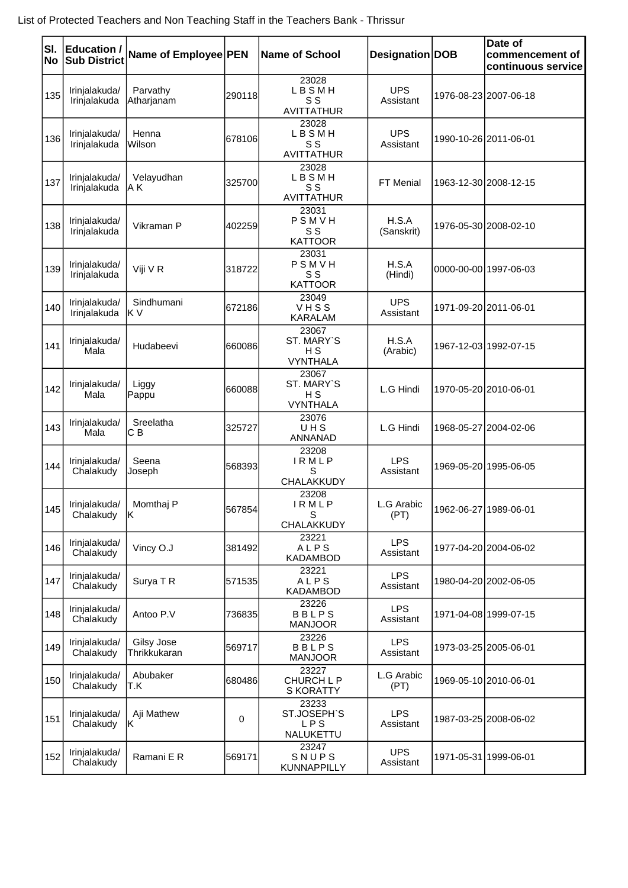List of Protected Teachers and Non Teaching Staff in the Teachers Bank - Thrissur

| Sl. No | Education / Sub District | Name of Employee | PEN | Name of School | Designation | DOB | Date of commencement of continuous service |
|---|---|---|---|---|---|---|---|
| 135 | Irinjalakuda/ Irinjalakuda | Parvathy Atharjanam | 290118 | 23028 L B S M H S S AVITTATHUR | UPS Assistant | 1976-08-23 | 2007-06-18 |
| 136 | Irinjalakuda/ Irinjalakuda | Henna Wilson | 678106 | 23028 L B S M H S S AVITTATHUR | UPS Assistant | 1990-10-26 | 2011-06-01 |
| 137 | Irinjalakuda/ Irinjalakuda | Velayudhan A K | 325700 | 23028 L B S M H S S AVITTATHUR | FT Menial | 1963-12-30 | 2008-12-15 |
| 138 | Irinjalakuda/ Irinjalakuda | Vikraman P | 402259 | 23031 P S M V H S S KATTOOR | H.S.A (Sanskrit) | 1976-05-30 | 2008-02-10 |
| 139 | Irinjalakuda/ Irinjalakuda | Viji V R | 318722 | 23031 P S M V H S S KATTOOR | H.S.A (Hindi) | 0000-00-00 | 1997-06-03 |
| 140 | Irinjalakuda/ Irinjalakuda | Sindhumani K V | 672186 | 23049 V H S S KARALAM | UPS Assistant | 1971-09-20 | 2011-06-01 |
| 141 | Irinjalakuda/ Mala | Hudabeevi | 660086 | 23067 ST. MARY`S H S VYNTHALA | H.S.A (Arabic) | 1967-12-03 | 1992-07-15 |
| 142 | Irinjalakuda/ Mala | Liggy Pappu | 660088 | 23067 ST. MARY`S H S VYNTHALA | L.G Hindi | 1970-05-20 | 2010-06-01 |
| 143 | Irinjalakuda/ Mala | Sreelatha C B | 325727 | 23076 U H S ANNANAD | L.G Hindi | 1968-05-27 | 2004-02-06 |
| 144 | Irinjalakuda/ Chalakudy | Seena Joseph | 568393 | 23208 I R M L P S CHALAKKUDY | LPS Assistant | 1969-05-20 | 1995-06-05 |
| 145 | Irinjalakuda/ Chalakudy | Momthaj P K | 567854 | 23208 I R M L P S CHALAKKUDY | L.G Arabic (PT) | 1962-06-27 | 1989-06-01 |
| 146 | Irinjalakuda/ Chalakudy | Vincy O.J | 381492 | 23221 A L P S KADAMBOD | LPS Assistant | 1977-04-20 | 2004-06-02 |
| 147 | Irinjalakuda/ Chalakudy | Surya T R | 571535 | 23221 A L P S KADAMBOD | LPS Assistant | 1980-04-20 | 2002-06-05 |
| 148 | Irinjalakuda/ Chalakudy | Antoo P.V | 736835 | 23226 B B L P S MANJOOR | LPS Assistant | 1971-04-08 | 1999-07-15 |
| 149 | Irinjalakuda/ Chalakudy | Gilsy Jose Thrikkukaran | 569717 | 23226 B B L P S MANJOOR | LPS Assistant | 1973-03-25 | 2005-06-01 |
| 150 | Irinjalakuda/ Chalakudy | Abubaker T.K | 680486 | 23227 CHURCH L P S KORATTY | L.G Arabic (PT) | 1969-05-10 | 2010-06-01 |
| 151 | Irinjalakuda/ Chalakudy | Aji Mathew K | 0 | 23233 ST.JOSEPH`S L P S NALUKETTU | LPS Assistant | 1987-03-25 | 2008-06-02 |
| 152 | Irinjalakuda/ Chalakudy | Ramani E R | 569171 | 23247 S N U P S KUNNAPPILLY | UPS Assistant | 1971-05-31 | 1999-06-01 |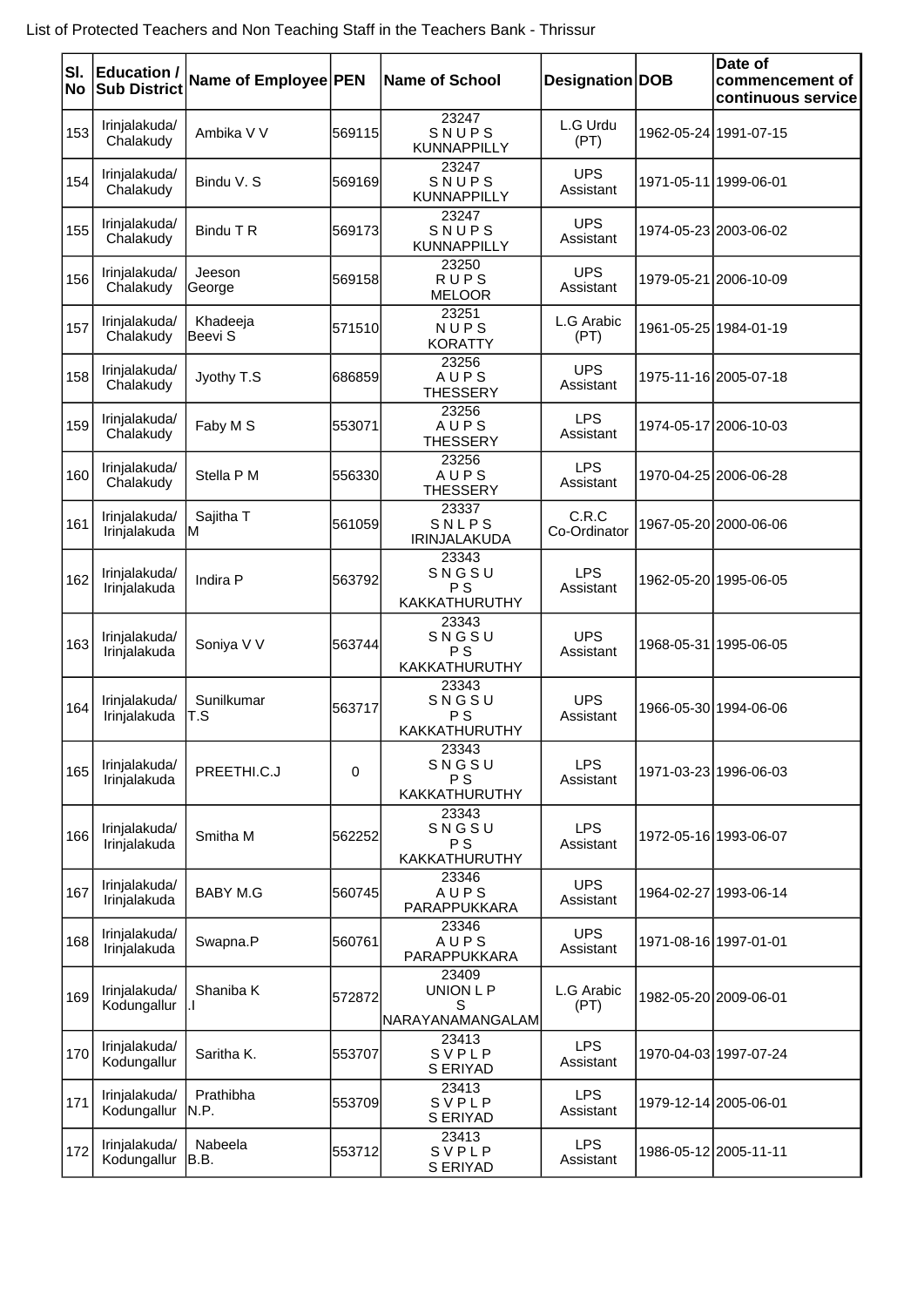List of Protected Teachers and Non Teaching Staff in the Teachers Bank - Thrissur

| Sl. No | Education / Sub District | Name of Employee | PEN | Name of School | Designation | DOB | Date of commencement of continuous service |
|---|---|---|---|---|---|---|---|
| 153 | Irinjalakuda/ Chalakudy | Ambika V V | 569115 | 23247 S N U P S KUNNAPPILLY | L.G Urdu (PT) | 1962-05-24 | 1991-07-15 |
| 154 | Irinjalakuda/ Chalakudy | Bindu V. S | 569169 | 23247 S N U P S KUNNAPPILLY | UPS Assistant | 1971-05-11 | 1999-06-01 |
| 155 | Irinjalakuda/ Chalakudy | Bindu T R | 569173 | 23247 S N U P S KUNNAPPILLY | UPS Assistant | 1974-05-23 | 2003-06-02 |
| 156 | Irinjalakuda/ Chalakudy | Jeeson George | 569158 | 23250 R U P S MELOOR | UPS Assistant | 1979-05-21 | 2006-10-09 |
| 157 | Irinjalakuda/ Chalakudy | Khadeeja Beevi S | 571510 | 23251 N U P S KORATTY | L.G Arabic (PT) | 1961-05-25 | 1984-01-19 |
| 158 | Irinjalakuda/ Chalakudy | Jyothy T.S | 686859 | 23256 A U P S THESSERY | UPS Assistant | 1975-11-16 | 2005-07-18 |
| 159 | Irinjalakuda/ Chalakudy | Faby M S | 553071 | 23256 A U P S THESSERY | LPS Assistant | 1974-05-17 | 2006-10-03 |
| 160 | Irinjalakuda/ Chalakudy | Stella P M | 556330 | 23256 A U P S THESSERY | LPS Assistant | 1970-04-25 | 2006-06-28 |
| 161 | Irinjalakuda/ Irinjalakuda | Sajitha T M | 561059 | 23337 S N L P S IRINJALAKUDA | C.R.C Co-Ordinator | 1967-05-20 | 2000-06-06 |
| 162 | Irinjalakuda/ Irinjalakuda | Indira P | 563792 | 23343 S N G S U P S KAKKATHURUTHY | LPS Assistant | 1962-05-20 | 1995-06-05 |
| 163 | Irinjalakuda/ Irinjalakuda | Soniya V V | 563744 | 23343 S N G S U P S KAKKATHURUTHY | UPS Assistant | 1968-05-31 | 1995-06-05 |
| 164 | Irinjalakuda/ Irinjalakuda | Sunilkumar T.S | 563717 | 23343 S N G S U P S KAKKATHURUTHY | UPS Assistant | 1966-05-30 | 1994-06-06 |
| 165 | Irinjalakuda/ Irinjalakuda | PREETHI.C.J | 0 | 23343 S N G S U P S KAKKATHURUTHY | LPS Assistant | 1971-03-23 | 1996-06-03 |
| 166 | Irinjalakuda/ Irinjalakuda | Smitha M | 562252 | 23343 S N G S U P S KAKKATHURUTHY | LPS Assistant | 1972-05-16 | 1993-06-07 |
| 167 | Irinjalakuda/ Irinjalakuda | BABY M.G | 560745 | 23346 A U P S PARAPPUKKARA | UPS Assistant | 1964-02-27 | 1993-06-14 |
| 168 | Irinjalakuda/ Irinjalakuda | Swapna.P | 560761 | 23346 A U P S PARAPPUKKARA | UPS Assistant | 1971-08-16 | 1997-01-01 |
| 169 | Irinjalakuda/ Kodungallur | Shaniba K .I | 572872 | 23409 UNION L P S NARAYANAMANGALAM | L.G Arabic (PT) | 1982-05-20 | 2009-06-01 |
| 170 | Irinjalakuda/ Kodungallur | Saritha K. | 553707 | 23413 S V P L P S ERIYAD | LPS Assistant | 1970-04-03 | 1997-07-24 |
| 171 | Irinjalakuda/ Kodungallur | Prathibha N.P. | 553709 | 23413 S V P L P S ERIYAD | LPS Assistant | 1979-12-14 | 2005-06-01 |
| 172 | Irinjalakuda/ Kodungallur | Nabeela B.B. | 553712 | 23413 S V P L P S ERIYAD | LPS Assistant | 1986-05-12 | 2005-11-11 |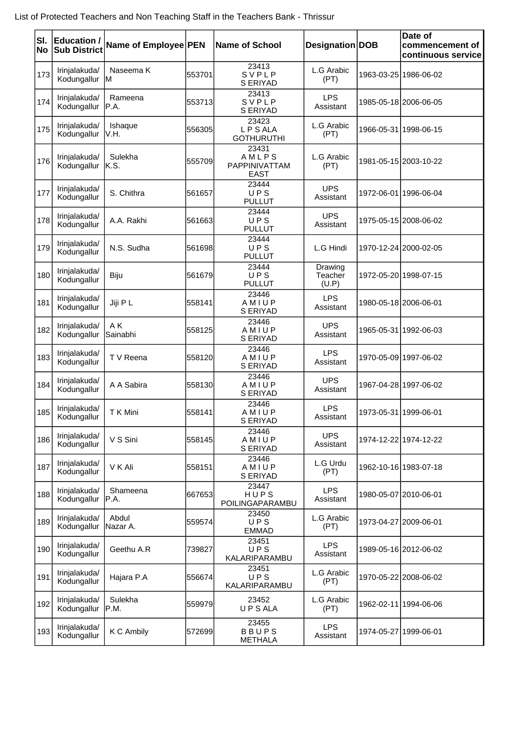List of Protected Teachers and Non Teaching Staff in the Teachers Bank - Thrissur

| Sl. No | Education / Sub District | Name of Employee | PEN | Name of School | Designation | DOB | Date of commencement of continuous service |
|---|---|---|---|---|---|---|---|
| 173 | Irinjalakuda/ Kodungallur | Naseema K M | 553701 | 23413 S V P L P S ERIYAD | L.G Arabic (PT) | 1963-03-25 | 1986-06-02 |
| 174 | Irinjalakuda/ Kodungallur | Rameena P.A. | 553713 | 23413 S V P L P S ERIYAD | LPS Assistant | 1985-05-18 | 2006-06-05 |
| 175 | Irinjalakuda/ Kodungallur | Ishaque V.H. | 556305 | 23423 L P S ALA GOTHURUTHI | L.G Arabic (PT) | 1966-05-31 | 1998-06-15 |
| 176 | Irinjalakuda/ Kodungallur | Sulekha K.S. | 555709 | 23431 A M L P S PAPPINIVATTAM EAST | L.G Arabic (PT) | 1981-05-15 | 2003-10-22 |
| 177 | Irinjalakuda/ Kodungallur | S. Chithra | 561657 | 23444 U P S PULLUT | UPS Assistant | 1972-06-01 | 1996-06-04 |
| 178 | Irinjalakuda/ Kodungallur | A.A. Rakhi | 561663 | 23444 U P S PULLUT | UPS Assistant | 1975-05-15 | 2008-06-02 |
| 179 | Irinjalakuda/ Kodungallur | N.S. Sudha | 561698 | 23444 U P S PULLUT | L.G Hindi | 1970-12-24 | 2000-02-05 |
| 180 | Irinjalakuda/ Kodungallur | Biju | 561679 | 23444 U P S PULLUT | Drawing Teacher (U.P) | 1972-05-20 | 1998-07-15 |
| 181 | Irinjalakuda/ Kodungallur | Jiji P L | 558141 | 23446 A M I U P S ERIYAD | LPS Assistant | 1980-05-18 | 2006-06-01 |
| 182 | Irinjalakuda/ Kodungallur | A K Sainabhi | 558125 | 23446 A M I U P S ERIYAD | UPS Assistant | 1965-05-31 | 1992-06-03 |
| 183 | Irinjalakuda/ Kodungallur | T V Reena | 558120 | 23446 A M I U P S ERIYAD | LPS Assistant | 1970-05-09 | 1997-06-02 |
| 184 | Irinjalakuda/ Kodungallur | A A Sabira | 558130 | 23446 A M I U P S ERIYAD | UPS Assistant | 1967-04-28 | 1997-06-02 |
| 185 | Irinjalakuda/ Kodungallur | T K Mini | 558141 | 23446 A M I U P S ERIYAD | LPS Assistant | 1973-05-31 | 1999-06-01 |
| 186 | Irinjalakuda/ Kodungallur | V S Sini | 558145 | 23446 A M I U P S ERIYAD | UPS Assistant | 1974-12-22 | 1974-12-22 |
| 187 | Irinjalakuda/ Kodungallur | V K Ali | 558151 | 23446 A M I U P S ERIYAD | L.G Urdu (PT) | 1962-10-16 | 1983-07-18 |
| 188 | Irinjalakuda/ Kodungallur | Shameena P.A. | 667653 | 23447 H U P S POILINGAPARAMBU | LPS Assistant | 1980-05-07 | 2010-06-01 |
| 189 | Irinjalakuda/ Kodungallur | Abdul Nazar A. | 559574 | 23450 U P S EMMAD | L.G Arabic (PT) | 1973-04-27 | 2009-06-01 |
| 190 | Irinjalakuda/ Kodungallur | Geethu A.R | 739827 | 23451 U P S KALARIPARAMBU | LPS Assistant | 1989-05-16 | 2012-06-02 |
| 191 | Irinjalakuda/ Kodungallur | Hajara P.A | 556674 | 23451 U P S KALARIPARAMBU | L.G Arabic (PT) | 1970-05-22 | 2008-06-02 |
| 192 | Irinjalakuda/ Kodungallur | Sulekha P.M. | 559979 | 23452 U P S ALA | L.G Arabic (PT) | 1962-02-11 | 1994-06-06 |
| 193 | Irinjalakuda/ Kodungallur | K C Ambily | 572699 | 23455 B B U P S METHALA | LPS Assistant | 1974-05-27 | 1999-06-01 |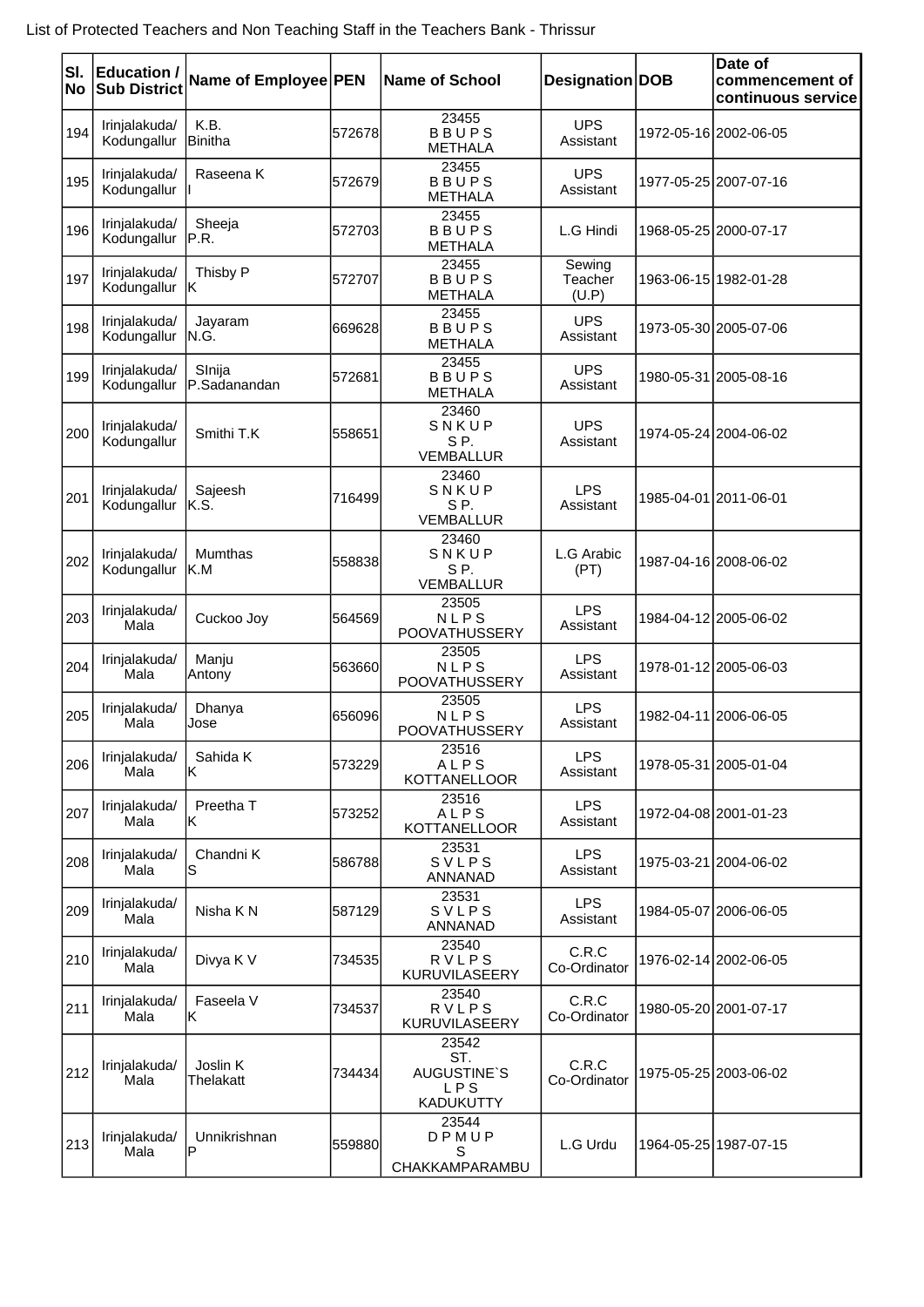List of Protected Teachers and Non Teaching Staff in the Teachers Bank - Thrissur

| Sl. No | Education / Sub District | Name of Employee | PEN | Name of School | Designation | DOB | Date of commencement of continuous service |
|---|---|---|---|---|---|---|---|
| 194 | Irinjalakuda/ Kodungallur | K.B. Binitha | 572678 | 23455 B B U P S METHALA | UPS Assistant | 1972-05-16 | 2002-06-05 |
| 195 | Irinjalakuda/ Kodungallur | Raseena K I | 572679 | 23455 B B U P S METHALA | UPS Assistant | 1977-05-25 | 2007-07-16 |
| 196 | Irinjalakuda/ Kodungallur | Sheeja P.R. | 572703 | 23455 B B U P S METHALA | L.G Hindi | 1968-05-25 | 2000-07-17 |
| 197 | Irinjalakuda/ Kodungallur | Thisby P K | 572707 | 23455 B B U P S METHALA | Sewing Teacher (U.P) | 1963-06-15 | 1982-01-28 |
| 198 | Irinjalakuda/ Kodungallur | Jayaram N.G. | 669628 | 23455 B B U P S METHALA | UPS Assistant | 1973-05-30 | 2005-07-06 |
| 199 | Irinjalakuda/ Kodungallur | SInija P.Sadanandan | 572681 | 23455 B B U P S METHALA | UPS Assistant | 1980-05-31 | 2005-08-16 |
| 200 | Irinjalakuda/ Kodungallur | Smithi T.K | 558651 | 23460 S N K U P S P. VEMBALLUR | UPS Assistant | 1974-05-24 | 2004-06-02 |
| 201 | Irinjalakuda/ Kodungallur | Sajeesh K.S. | 716499 | 23460 S N K U P S P. VEMBALLUR | LPS Assistant | 1985-04-01 | 2011-06-01 |
| 202 | Irinjalakuda/ Kodungallur | Mumthas K.M | 558838 | 23460 S N K U P S P. VEMBALLUR | L.G Arabic (PT) | 1987-04-16 | 2008-06-02 |
| 203 | Irinjalakuda/ Mala | Cuckoo Joy | 564569 | 23505 N L P S POOVATHUSSERY | LPS Assistant | 1984-04-12 | 2005-06-02 |
| 204 | Irinjalakuda/ Mala | Manju Antony | 563660 | 23505 N L P S POOVATHUSSERY | LPS Assistant | 1978-01-12 | 2005-06-03 |
| 205 | Irinjalakuda/ Mala | Dhanya Jose | 656096 | 23505 N L P S POOVATHUSSERY | LPS Assistant | 1982-04-11 | 2006-06-05 |
| 206 | Irinjalakuda/ Mala | Sahida K K | 573229 | 23516 A L P S KOTTANELLOOR | LPS Assistant | 1978-05-31 | 2005-01-04 |
| 207 | Irinjalakuda/ Mala | Preetha T K | 573252 | 23516 A L P S KOTTANELLOOR | LPS Assistant | 1972-04-08 | 2001-01-23 |
| 208 | Irinjalakuda/ Mala | Chandni K S | 586788 | 23531 S V L P S ANNANAD | LPS Assistant | 1975-03-21 | 2004-06-02 |
| 209 | Irinjalakuda/ Mala | Nisha K N | 587129 | 23531 S V L P S ANNANAD | LPS Assistant | 1984-05-07 | 2006-06-05 |
| 210 | Irinjalakuda/ Mala | Divya K V | 734535 | 23540 R V L P S KURUVILASEERY | C.R.C Co-Ordinator | 1976-02-14 | 2002-06-05 |
| 211 | Irinjalakuda/ Mala | Faseela V K | 734537 | 23540 R V L P S KURUVILASEERY | C.R.C Co-Ordinator | 1980-05-20 | 2001-07-17 |
| 212 | Irinjalakuda/ Mala | Joslin K Thelakatt | 734434 | 23542 ST. AUGUSTINE`S L P S KADUKUTTY | C.R.C Co-Ordinator | 1975-05-25 | 2003-06-02 |
| 213 | Irinjalakuda/ Mala | Unnikrishnan P | 559880 | 23544 D P M U P S CHAKKAMPARAMBU | L.G Urdu | 1964-05-25 | 1987-07-15 |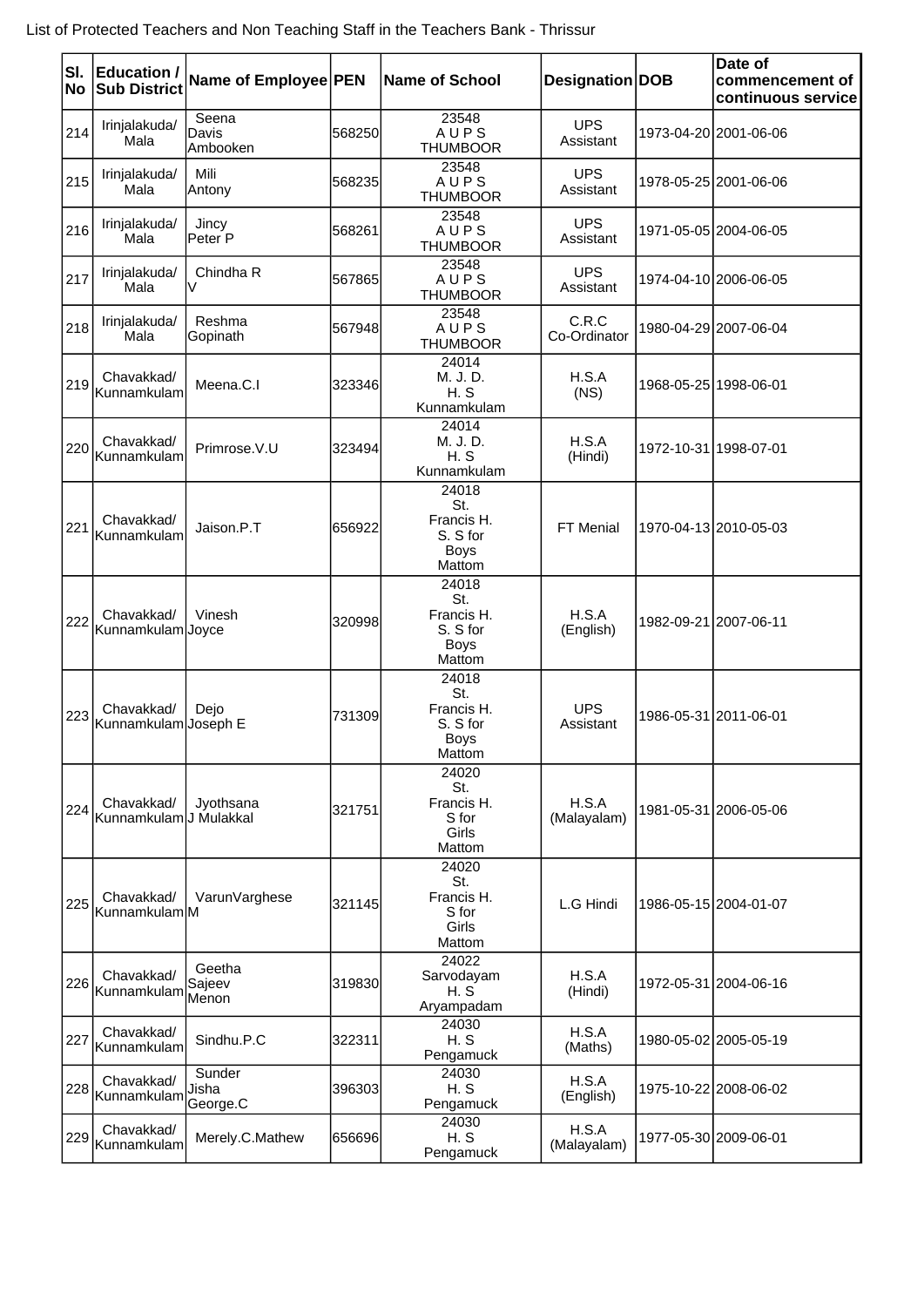List of Protected Teachers and Non Teaching Staff in the Teachers Bank - Thrissur

| Sl. No | Education / Sub District | Name of Employee | PEN | Name of School | Designation | DOB | Date of commencement of continuous service |
|---|---|---|---|---|---|---|---|
| 214 | Irinjalakuda/ Mala | Seena Davis Ambooken | 568250 | 23548 A U P S THUMBOOR | UPS Assistant | 1973-04-20 | 2001-06-06 |
| 215 | Irinjalakuda/ Mala | Mili Antony | 568235 | 23548 A U P S THUMBOOR | UPS Assistant | 1978-05-25 | 2001-06-06 |
| 216 | Irinjalakuda/ Mala | Jincy Peter P | 568261 | 23548 A U P S THUMBOOR | UPS Assistant | 1971-05-05 | 2004-06-05 |
| 217 | Irinjalakuda/ Mala | Chindha R V | 567865 | 23548 A U P S THUMBOOR | UPS Assistant | 1974-04-10 | 2006-06-05 |
| 218 | Irinjalakuda/ Mala | Reshma Gopinath | 567948 | 23548 A U P S THUMBOOR | C.R.C Co-Ordinator | 1980-04-29 | 2007-06-04 |
| 219 | Chavakkad/ Kunnamkulam | Meena.C.I | 323346 | 24014 M. J. D. H. S Kunnamkulam | H.S.A (NS) | 1968-05-25 | 1998-06-01 |
| 220 | Chavakkad/ Kunnamkulam | Primrose.V.U | 323494 | 24014 M. J. D. H. S Kunnamkulam | H.S.A (Hindi) | 1972-10-31 | 1998-07-01 |
| 221 | Chavakkad/ Kunnamkulam | Jaison.P.T | 656922 | 24018 St. Francis H. S. S for Boys Mattom | FT Menial | 1970-04-13 | 2010-05-03 |
| 222 | Chavakkad/ Kunnamkulam | Vinesh Joyce | 320998 | 24018 St. Francis H. S. S for Boys Mattom | H.S.A (English) | 1982-09-21 | 2007-06-11 |
| 223 | Chavakkad/ Kunnamkulam | Dejo Joseph E | 731309 | 24018 St. Francis H. S. S for Boys Mattom | UPS Assistant | 1986-05-31 | 2011-06-01 |
| 224 | Chavakkad/ Kunnamkulam | Jyothsana J Mulakkal | 321751 | 24020 St. Francis H. S for Girls Mattom | H.S.A (Malayalam) | 1981-05-31 | 2006-05-06 |
| 225 | Chavakkad/ Kunnamkulam | VarunVarghese M | 321145 | 24020 St. Francis H. S for Girls Mattom | L.G Hindi | 1986-05-15 | 2004-01-07 |
| 226 | Chavakkad/ Kunnamkulam | Geetha Sajeev Menon | 319830 | 24022 Sarvodayam H. S Aryampadam | H.S.A (Hindi) | 1972-05-31 | 2004-06-16 |
| 227 | Chavakkad/ Kunnamkulam | Sindhu.P.C | 322311 | 24030 H. S Pengamuck | H.S.A (Maths) | 1980-05-02 | 2005-05-19 |
| 228 | Chavakkad/ Kunnamkulam | Sunder Jisha George.C | 396303 | 24030 H. S Pengamuck | H.S.A (English) | 1975-10-22 | 2008-06-02 |
| 229 | Chavakkad/ Kunnamkulam | Merely.C.Mathew | 656696 | 24030 H. S Pengamuck | H.S.A (Malayalam) | 1977-05-30 | 2009-06-01 |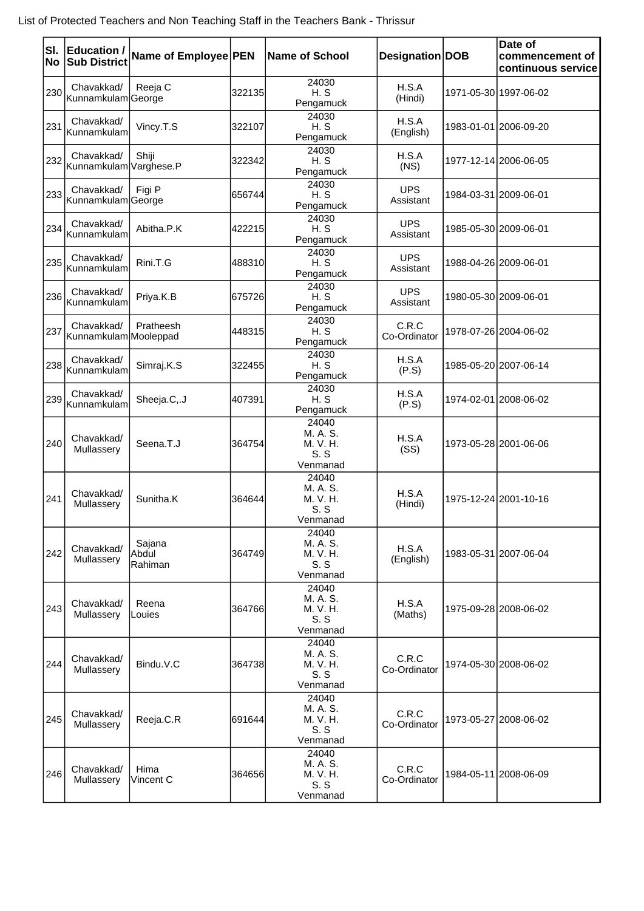List of Protected Teachers and Non Teaching Staff in the Teachers Bank - Thrissur

| Sl. No | Education / Sub District | Name of Employee | PEN | Name of School | Designation | DOB | Date of commencement of continuous service |
|---|---|---|---|---|---|---|---|
| 230 | Chavakkad/ Kunnamkulam | Reeja C George | 322135 | 24030 H. S Pengamuck | H.S.A (Hindi) | 1971-05-30 | 1997-06-02 |
| 231 | Chavakkad/ Kunnamkulam | Vincy.T.S | 322107 | 24030 H. S Pengamuck | H.S.A (English) | 1983-01-01 | 2006-09-20 |
| 232 | Chavakkad/ Kunnamkulam | Shiji Varghese.P | 322342 | 24030 H. S Pengamuck | H.S.A (NS) | 1977-12-14 | 2006-06-05 |
| 233 | Chavakkad/ Kunnamkulam | Figi P George | 656744 | 24030 H. S Pengamuck | UPS Assistant | 1984-03-31 | 2009-06-01 |
| 234 | Chavakkad/ Kunnamkulam | Abitha.P.K | 422215 | 24030 H. S Pengamuck | UPS Assistant | 1985-05-30 | 2009-06-01 |
| 235 | Chavakkad/ Kunnamkulam | Rini.T.G | 488310 | 24030 H. S Pengamuck | UPS Assistant | 1988-04-26 | 2009-06-01 |
| 236 | Chavakkad/ Kunnamkulam | Priya.K.B | 675726 | 24030 H. S Pengamuck | UPS Assistant | 1980-05-30 | 2009-06-01 |
| 237 | Chavakkad/ Kunnamkulam | Pratheesh Mooleppad | 448315 | 24030 H. S Pengamuck | C.R.C Co-Ordinator | 1978-07-26 | 2004-06-02 |
| 238 | Chavakkad/ Kunnamkulam | Simraj.K.S | 322455 | 24030 H. S Pengamuck | H.S.A (P.S) | 1985-05-20 | 2007-06-14 |
| 239 | Chavakkad/ Kunnamkulam | Sheeja.C,.J | 407391 | 24030 H. S Pengamuck | H.S.A (P.S) | 1974-02-01 | 2008-06-02 |
| 240 | Chavakkad/ Mullassery | Seena.T.J | 364754 | 24040 M. A. S. M. V. H. S. S Venmanad | H.S.A (SS) | 1973-05-28 | 2001-06-06 |
| 241 | Chavakkad/ Mullassery | Sunitha.K | 364644 | 24040 M. A. S. M. V. H. S. S Venmanad | H.S.A (Hindi) | 1975-12-24 | 2001-10-16 |
| 242 | Chavakkad/ Mullassery | Sajana Abdul Rahiman | 364749 | 24040 M. A. S. M. V. H. S. S Venmanad | H.S.A (English) | 1983-05-31 | 2007-06-04 |
| 243 | Chavakkad/ Mullassery | Reena Louies | 364766 | 24040 M. A. S. M. V. H. S. S Venmanad | H.S.A (Maths) | 1975-09-28 | 2008-06-02 |
| 244 | Chavakkad/ Mullassery | Bindu.V.C | 364738 | 24040 M. A. S. M. V. H. S. S Venmanad | C.R.C Co-Ordinator | 1974-05-30 | 2008-06-02 |
| 245 | Chavakkad/ Mullassery | Reeja.C.R | 691644 | 24040 M. A. S. M. V. H. S. S Venmanad | C.R.C Co-Ordinator | 1973-05-27 | 2008-06-02 |
| 246 | Chavakkad/ Mullassery | Hima Vincent C | 364656 | 24040 M. A. S. M. V. H. S. S Venmanad | C.R.C Co-Ordinator | 1984-05-11 | 2008-06-09 |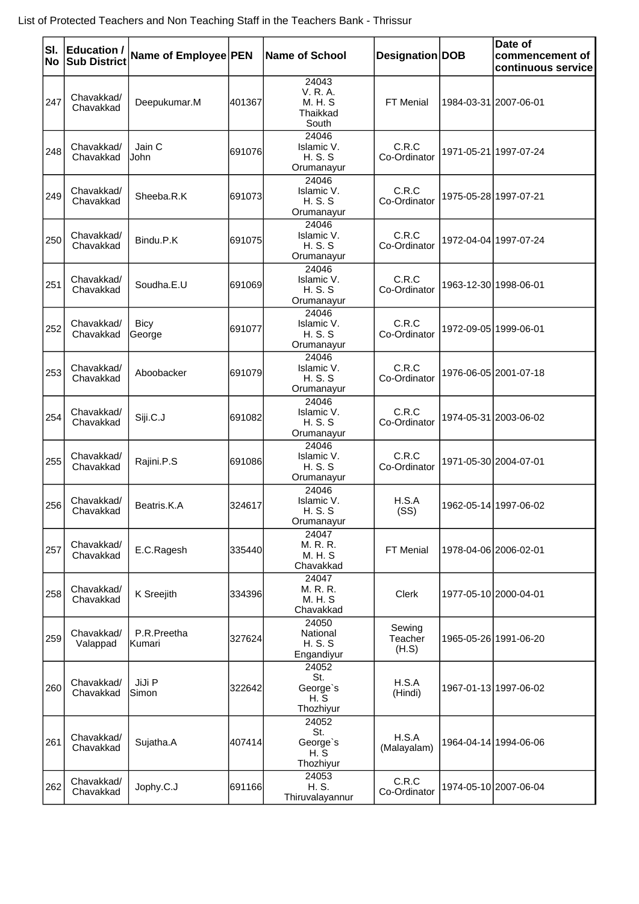List of Protected Teachers and Non Teaching Staff in the Teachers Bank - Thrissur

| Sl. No | Education / Sub District | Name of Employee | PEN | Name of School | Designation | DOB | Date of commencement of continuous service |
|---|---|---|---|---|---|---|---|
| 247 | Chavakkad/ Chavakkad | Deepukumar.M | 401367 | 24043 V. R. A. M. H. S Thaikkad South | FT Menial | 1984-03-31 | 2007-06-01 |
| 248 | Chavakkad/ Chavakkad | Jain C John | 691076 | 24046 Islamic V. H. S. S Orumanayur | C.R.C Co-Ordinator | 1971-05-21 | 1997-07-24 |
| 249 | Chavakkad/ Chavakkad | Sheeba.R.K | 691073 | 24046 Islamic V. H. S. S Orumanayur | C.R.C Co-Ordinator | 1975-05-28 | 1997-07-21 |
| 250 | Chavakkad/ Chavakkad | Bindu.P.K | 691075 | 24046 Islamic V. H. S. S Orumanayur | C.R.C Co-Ordinator | 1972-04-04 | 1997-07-24 |
| 251 | Chavakkad/ Chavakkad | Soudha.E.U | 691069 | 24046 Islamic V. H. S. S Orumanayur | C.R.C Co-Ordinator | 1963-12-30 | 1998-06-01 |
| 252 | Chavakkad/ Chavakkad | Bicy George | 691077 | 24046 Islamic V. H. S. S Orumanayur | C.R.C Co-Ordinator | 1972-09-05 | 1999-06-01 |
| 253 | Chavakkad/ Chavakkad | Aboobacker | 691079 | 24046 Islamic V. H. S. S Orumanayur | C.R.C Co-Ordinator | 1976-06-05 | 2001-07-18 |
| 254 | Chavakkad/ Chavakkad | Siji.C.J | 691082 | 24046 Islamic V. H. S. S Orumanayur | C.R.C Co-Ordinator | 1974-05-31 | 2003-06-02 |
| 255 | Chavakkad/ Chavakkad | Rajini.P.S | 691086 | 24046 Islamic V. H. S. S Orumanayur | C.R.C Co-Ordinator | 1971-05-30 | 2004-07-01 |
| 256 | Chavakkad/ Chavakkad | Beatris.K.A | 324617 | 24046 Islamic V. H. S. S Orumanayur | H.S.A (SS) | 1962-05-14 | 1997-06-02 |
| 257 | Chavakkad/ Chavakkad | E.C.Ragesh | 335440 | 24047 M. R. R. M. H. S Chavakkad | FT Menial | 1978-04-06 | 2006-02-01 |
| 258 | Chavakkad/ Chavakkad | K Sreejith | 334396 | 24047 M. R. R. M. H. S Chavakkad | Clerk | 1977-05-10 | 2000-04-01 |
| 259 | Chavakkad/ Valappad | P.R.Preetha Kumari | 327624 | 24050 National H. S. S Engandiyur | Sewing Teacher (H.S) | 1965-05-26 | 1991-06-20 |
| 260 | Chavakkad/ Chavakkad | JiJi P Simon | 322642 | 24052 St. George`s H. S Thozhiyur | H.S.A (Hindi) | 1967-01-13 | 1997-06-02 |
| 261 | Chavakkad/ Chavakkad | Sujatha.A | 407414 | 24052 St. George`s H. S Thozhiyur | H.S.A (Malayalam) | 1964-04-14 | 1994-06-06 |
| 262 | Chavakkad/ Chavakkad | Jophy.C.J | 691166 | 24053 H. S. Thiruvalayannur | C.R.C Co-Ordinator | 1974-05-10 | 2007-06-04 |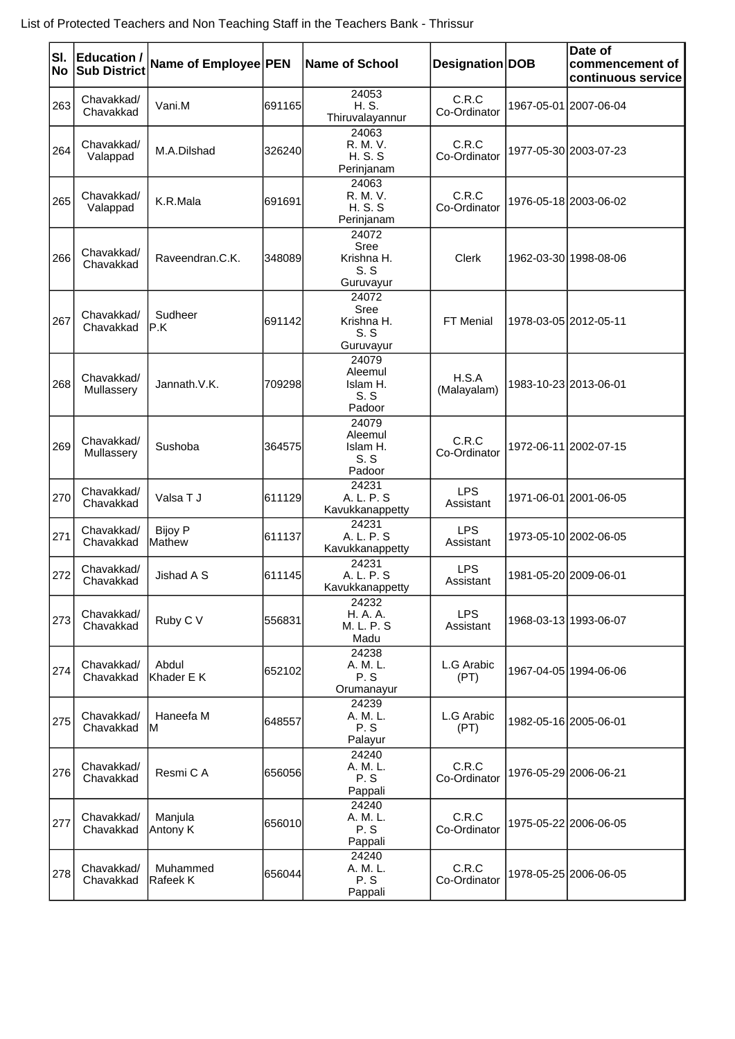List of Protected Teachers and Non Teaching Staff in the Teachers Bank - Thrissur

| Sl. No | Education / Sub District | Name of Employee | PEN | Name of School | Designation | DOB | Date of commencement of continuous service |
|---|---|---|---|---|---|---|---|
| 263 | Chavakkad/ Chavakkad | Vani.M | 691165 | 24053 H. S. Thiruvalayannur | C.R.C Co-Ordinator | 1967-05-01 | 2007-06-04 |
| 264 | Chavakkad/ Valappad | M.A.Dilshad | 326240 | 24063 R. M. V. H. S. S Perinjanam | C.R.C Co-Ordinator | 1977-05-30 | 2003-07-23 |
| 265 | Chavakkad/ Valappad | K.R.Mala | 691691 | 24063 R. M. V. H. S. S Perinjanam | C.R.C Co-Ordinator | 1976-05-18 | 2003-06-02 |
| 266 | Chavakkad/ Chavakkad | Raveendran.C.K. | 348089 | 24072 Sree Krishna H. S. S Guruvayur | Clerk | 1962-03-30 | 1998-08-06 |
| 267 | Chavakkad/ Chavakkad | Sudheer P.K | 691142 | 24072 Sree Krishna H. S. S Guruvayur | FT Menial | 1978-03-05 | 2012-05-11 |
| 268 | Chavakkad/ Mullassery | Jannath.V.K. | 709298 | 24079 Aleemul Islam H. S. S Padoor | H.S.A (Malayalam) | 1983-10-23 | 2013-06-01 |
| 269 | Chavakkad/ Mullassery | Sushoba | 364575 | 24079 Aleemul Islam H. S. S Padoor | C.R.C Co-Ordinator | 1972-06-11 | 2002-07-15 |
| 270 | Chavakkad/ Chavakkad | Valsa T J | 611129 | 24231 A. L. P. S Kavukkanappetty | LPS Assistant | 1971-06-01 | 2001-06-05 |
| 271 | Chavakkad/ Chavakkad | Bijoy P Mathew | 611137 | 24231 A. L. P. S Kavukkanappetty | LPS Assistant | 1973-05-10 | 2002-06-05 |
| 272 | Chavakkad/ Chavakkad | Jishad A S | 611145 | 24231 A. L. P. S Kavukkanappetty | LPS Assistant | 1981-05-20 | 2009-06-01 |
| 273 | Chavakkad/ Chavakkad | Ruby C V | 556831 | 24232 H. A. A. M. L. P. S Madu | LPS Assistant | 1968-03-13 | 1993-06-07 |
| 274 | Chavakkad/ Chavakkad | Abdul Khader E K | 652102 | 24238 A. M. L. P. S Orumanayur | L.G Arabic (PT) | 1967-04-05 | 1994-06-06 |
| 275 | Chavakkad/ Chavakkad | Haneefa M M | 648557 | 24239 A. M. L. P. S Palayur | L.G Arabic (PT) | 1982-05-16 | 2005-06-01 |
| 276 | Chavakkad/ Chavakkad | Resmi C A | 656056 | 24240 A. M. L. P. S Pappali | C.R.C Co-Ordinator | 1976-05-29 | 2006-06-21 |
| 277 | Chavakkad/ Chavakkad | Manjula Antony K | 656010 | 24240 A. M. L. P. S Pappali | C.R.C Co-Ordinator | 1975-05-22 | 2006-06-05 |
| 278 | Chavakkad/ Chavakkad | Muhammed Rafeek K | 656044 | 24240 A. M. L. P. S Pappali | C.R.C Co-Ordinator | 1978-05-25 | 2006-06-05 |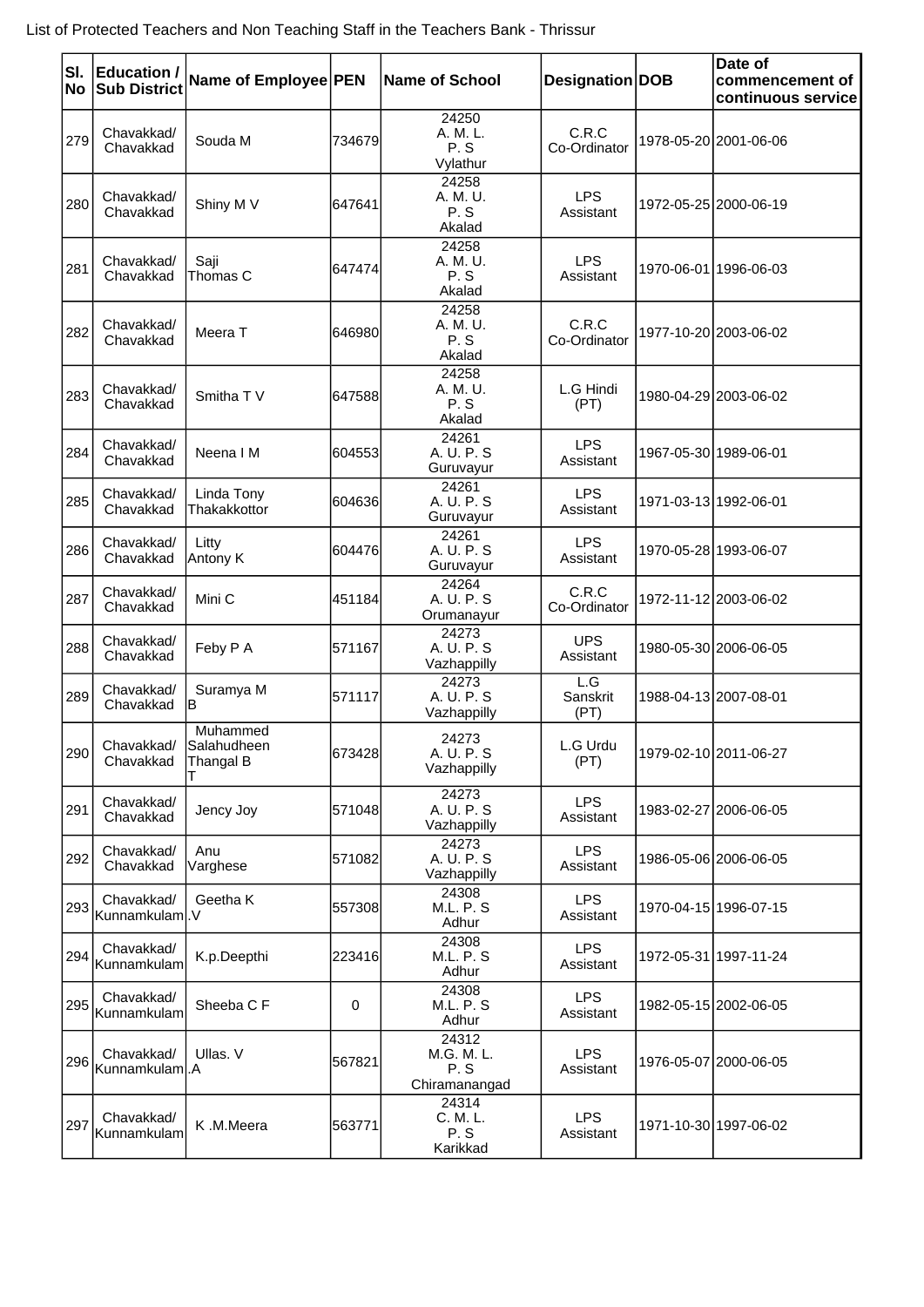List of Protected Teachers and Non Teaching Staff in the Teachers Bank - Thrissur

| Sl. No | Education / Sub District | Name of Employee | PEN | Name of School | Designation | DOB | Date of commencement of continuous service |
|---|---|---|---|---|---|---|---|
| 279 | Chavakkad/ Chavakkad | Souda M | 734679 | 24250 A. M. L. P. S Vylathur | C.R.C Co-Ordinator | 1978-05-20 | 2001-06-06 |
| 280 | Chavakkad/ Chavakkad | Shiny M V | 647641 | 24258 A. M. U. P. S Akalad | LPS Assistant | 1972-05-25 | 2000-06-19 |
| 281 | Chavakkad/ Chavakkad | Saji Thomas C | 647474 | 24258 A. M. U. P. S Akalad | LPS Assistant | 1970-06-01 | 1996-06-03 |
| 282 | Chavakkad/ Chavakkad | Meera T | 646980 | 24258 A. M. U. P. S Akalad | C.R.C Co-Ordinator | 1977-10-20 | 2003-06-02 |
| 283 | Chavakkad/ Chavakkad | Smitha T V | 647588 | 24258 A. M. U. P. S Akalad | L.G Hindi (PT) | 1980-04-29 | 2003-06-02 |
| 284 | Chavakkad/ Chavakkad | Neena I M | 604553 | 24261 A. U. P. S Guruvayur | LPS Assistant | 1967-05-30 | 1989-06-01 |
| 285 | Chavakkad/ Chavakkad | Linda Tony Thakakkottor | 604636 | 24261 A. U. P. S Guruvayur | LPS Assistant | 1971-03-13 | 1992-06-01 |
| 286 | Chavakkad/ Chavakkad | Litty Antony K | 604476 | 24261 A. U. P. S Guruvayur | LPS Assistant | 1970-05-28 | 1993-06-07 |
| 287 | Chavakkad/ Chavakkad | Mini C | 451184 | 24264 A. U. P. S Orumanayur | C.R.C Co-Ordinator | 1972-11-12 | 2003-06-02 |
| 288 | Chavakkad/ Chavakkad | Feby P A | 571167 | 24273 A. U. P. S Vazhappilly | UPS Assistant | 1980-05-30 | 2006-06-05 |
| 289 | Chavakkad/ Chavakkad | Suramya M B | 571117 | 24273 A. U. P. S Vazhappilly | L.G Sanskrit (PT) | 1988-04-13 | 2007-08-01 |
| 290 | Chavakkad/ Chavakkad | Muhammed Salahudheen Thangal B T | 673428 | 24273 A. U. P. S Vazhappilly | L.G Urdu (PT) | 1979-02-10 | 2011-06-27 |
| 291 | Chavakkad/ Chavakkad | Jency Joy | 571048 | 24273 A. U. P. S Vazhappilly | LPS Assistant | 1983-02-27 | 2006-06-05 |
| 292 | Chavakkad/ Chavakkad | Anu Varghese | 571082 | 24273 A. U. P. S Vazhappilly | LPS Assistant | 1986-05-06 | 2006-06-05 |
| 293 | Chavakkad/ Kunnamkulam | Geetha K .V | 557308 | 24308 M.L. P. S Adhur | LPS Assistant | 1970-04-15 | 1996-07-15 |
| 294 | Chavakkad/ Kunnamkulam | K.p.Deepthi | 223416 | 24308 M.L. P. S Adhur | LPS Assistant | 1972-05-31 | 1997-11-24 |
| 295 | Chavakkad/ Kunnamkulam | Sheeba C F | 0 | 24308 M.L. P. S Adhur | LPS Assistant | 1982-05-15 | 2002-06-05 |
| 296 | Chavakkad/ Kunnamkulam | Ullas. V .A | 567821 | 24312 M.G. M. L. P. S Chiramanangad | LPS Assistant | 1976-05-07 | 2000-06-05 |
| 297 | Chavakkad/ Kunnamkulam | K .M.Meera | 563771 | 24314 C. M. L. P. S Karikkad | LPS Assistant | 1971-10-30 | 1997-06-02 |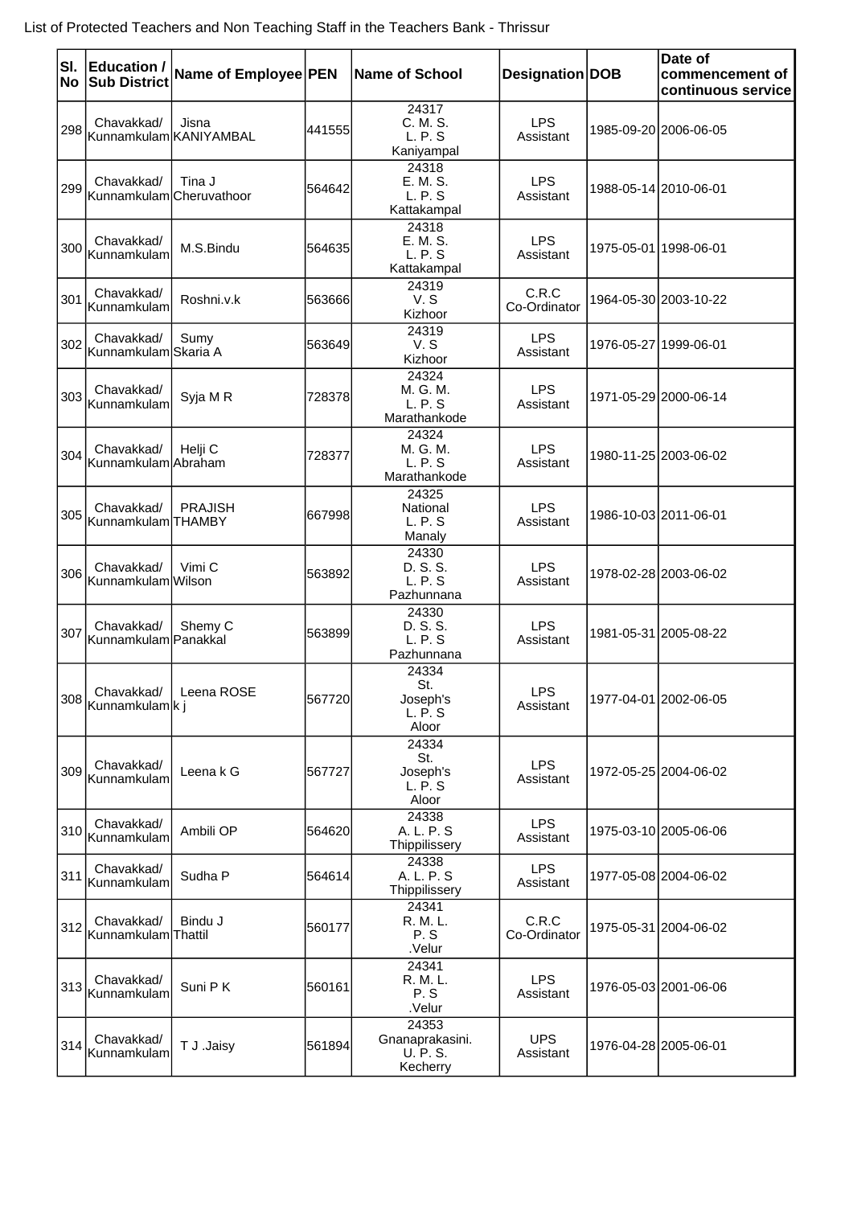List of Protected Teachers and Non Teaching Staff in the Teachers Bank - Thrissur

| Sl. No | Education / Sub District | Name of Employee | PEN | Name of School | Designation | DOB | Date of commencement of continuous service |
|---|---|---|---|---|---|---|---|
| 298 | Chavakkad/ Kunnamkulam | Jisna KANIYAMBAL | 441555 | 24317 C. M. S. L. P. S Kaniyampal | LPS Assistant | 1985-09-20 | 2006-06-05 |
| 299 | Chavakkad/ Kunnamkulam | Tina J Cheruvathoor | 564642 | 24318 E. M. S. L. P. S Kattakampal | LPS Assistant | 1988-05-14 | 2010-06-01 |
| 300 | Chavakkad/ Kunnamkulam | M.S.Bindu | 564635 | 24318 E. M. S. L. P. S Kattakampal | LPS Assistant | 1975-05-01 | 1998-06-01 |
| 301 | Chavakkad/ Kunnamkulam | Roshni.v.k | 563666 | 24319 V. S Kizhoor | C.R.C Co-Ordinator | 1964-05-30 | 2003-10-22 |
| 302 | Chavakkad/ Kunnamkulam | Sumy Skaria A | 563649 | 24319 V. S Kizhoor | LPS Assistant | 1976-05-27 | 1999-06-01 |
| 303 | Chavakkad/ Kunnamkulam | Syja M R | 728378 | 24324 M. G. M. L. P. S Marathankode | LPS Assistant | 1971-05-29 | 2000-06-14 |
| 304 | Chavakkad/ Kunnamkulam | Helji C Abraham | 728377 | 24324 M. G. M. L. P. S Marathankode | LPS Assistant | 1980-11-25 | 2003-06-02 |
| 305 | Chavakkad/ Kunnamkulam | PRAJISH THAMBY | 667998 | 24325 National L. P. S Manaly | LPS Assistant | 1986-10-03 | 2011-06-01 |
| 306 | Chavakkad/ Kunnamkulam | Vimi C Wilson | 563892 | 24330 D. S. S. L. P. S Pazhunnana | LPS Assistant | 1978-02-28 | 2003-06-02 |
| 307 | Chavakkad/ Kunnamkulam | Shemy C Panakkal | 563899 | 24330 D. S. S. L. P. S Pazhunnana | LPS Assistant | 1981-05-31 | 2005-08-22 |
| 308 | Chavakkad/ Kunnamkulam | Leena ROSE k j | 567720 | 24334 St. Joseph's L. P. S Aloor | LPS Assistant | 1977-04-01 | 2002-06-05 |
| 309 | Chavakkad/ Kunnamkulam | Leena k G | 567727 | 24334 St. Joseph's L. P. S Aloor | LPS Assistant | 1972-05-25 | 2004-06-02 |
| 310 | Chavakkad/ Kunnamkulam | Ambili OP | 564620 | 24338 A. L. P. S Thippilissery | LPS Assistant | 1975-03-10 | 2005-06-06 |
| 311 | Chavakkad/ Kunnamkulam | Sudha P | 564614 | 24338 A. L. P. S Thippilissery | LPS Assistant | 1977-05-08 | 2004-06-02 |
| 312 | Chavakkad/ Kunnamkulam | Bindu J Thattil | 560177 | 24341 R. M. L. P. S .Velur | C.R.C Co-Ordinator | 1975-05-31 | 2004-06-02 |
| 313 | Chavakkad/ Kunnamkulam | Suni P K | 560161 | 24341 R. M. L. P. S .Velur | LPS Assistant | 1976-05-03 | 2001-06-06 |
| 314 | Chavakkad/ Kunnamkulam | T J .Jaisy | 561894 | 24353 Gnanaprakasini. U. P. S. Kecherry | UPS Assistant | 1976-04-28 | 2005-06-01 |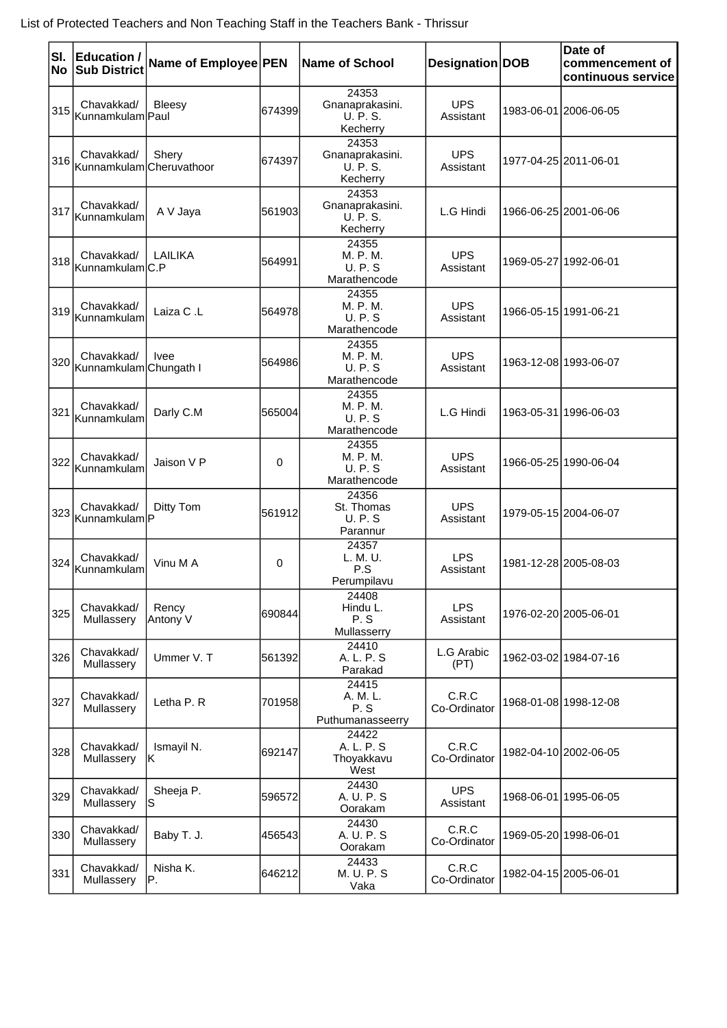List of Protected Teachers and Non Teaching Staff in the Teachers Bank - Thrissur

| Sl. No | Education / Sub District | Name of Employee | PEN | Name of School | Designation | DOB | Date of commencement of continuous service |
|---|---|---|---|---|---|---|---|
| 315 | Chavakkad/ Kunnamkulam | Bleesy Paul | 674399 | 24353 Gnanaprakasini. U. P. S. Kecherry | UPS Assistant | 1983-06-01 | 2006-06-05 |
| 316 | Chavakkad/ Kunnamkulam | Shery Cheruvathoor | 674397 | 24353 Gnanaprakasini. U. P. S. Kecherry | UPS Assistant | 1977-04-25 | 2011-06-01 |
| 317 | Chavakkad/ Kunnamkulam | A V Jaya | 561903 | 24353 Gnanaprakasini. U. P. S. Kecherry | L.G Hindi | 1966-06-25 | 2001-06-06 |
| 318 | Chavakkad/ Kunnamkulam | LAILIKA C.P | 564991 | 24355 M. P. M. U. P. S Marathencode | UPS Assistant | 1969-05-27 | 1992-06-01 |
| 319 | Chavakkad/ Kunnamkulam | Laiza C .L | 564978 | 24355 M. P. M. U. P. S Marathencode | UPS Assistant | 1966-05-15 | 1991-06-21 |
| 320 | Chavakkad/ Kunnamkulam | Ivee Chungath I | 564986 | 24355 M. P. M. U. P. S Marathencode | UPS Assistant | 1963-12-08 | 1993-06-07 |
| 321 | Chavakkad/ Kunnamkulam | Darly C.M | 565004 | 24355 M. P. M. U. P. S Marathencode | L.G Hindi | 1963-05-31 | 1996-06-03 |
| 322 | Chavakkad/ Kunnamkulam | Jaison V P | 0 | 24355 M. P. M. U. P. S Marathencode | UPS Assistant | 1966-05-25 | 1990-06-04 |
| 323 | Chavakkad/ Kunnamkulam | Ditty Tom P | 561912 | 24356 St. Thomas U. P. S Parannur | UPS Assistant | 1979-05-15 | 2004-06-07 |
| 324 | Chavakkad/ Kunnamkulam | Vinu M A | 0 | 24357 L. M. U. P.S Perumpilavu | LPS Assistant | 1981-12-28 | 2005-08-03 |
| 325 | Chavakkad/ Mullassery | Rency Antony V | 690844 | 24408 Hindu L. P. S Mullasserry | LPS Assistant | 1976-02-20 | 2005-06-01 |
| 326 | Chavakkad/ Mullassery | Ummer V. T | 561392 | 24410 A. L. P. S Parakad | L.G Arabic (PT) | 1962-03-02 | 1984-07-16 |
| 327 | Chavakkad/ Mullassery | Letha P. R | 701958 | 24415 A. M. L. P. S Puthumanasseerry | C.R.C Co-Ordinator | 1968-01-08 | 1998-12-08 |
| 328 | Chavakkad/ Mullassery | Ismayil N. K | 692147 | 24422 A. L. P. S Thoyakkavu West | C.R.C Co-Ordinator | 1982-04-10 | 2002-06-05 |
| 329 | Chavakkad/ Mullassery | Sheeja P. S | 596572 | 24430 A. U. P. S Oorakam | UPS Assistant | 1968-06-01 | 1995-06-05 |
| 330 | Chavakkad/ Mullassery | Baby T. J. | 456543 | 24430 A. U. P. S Oorakam | C.R.C Co-Ordinator | 1969-05-20 | 1998-06-01 |
| 331 | Chavakkad/ Mullassery | Nisha K. P. | 646212 | 24433 M. U. P. S Vaka | C.R.C Co-Ordinator | 1982-04-15 | 2005-06-01 |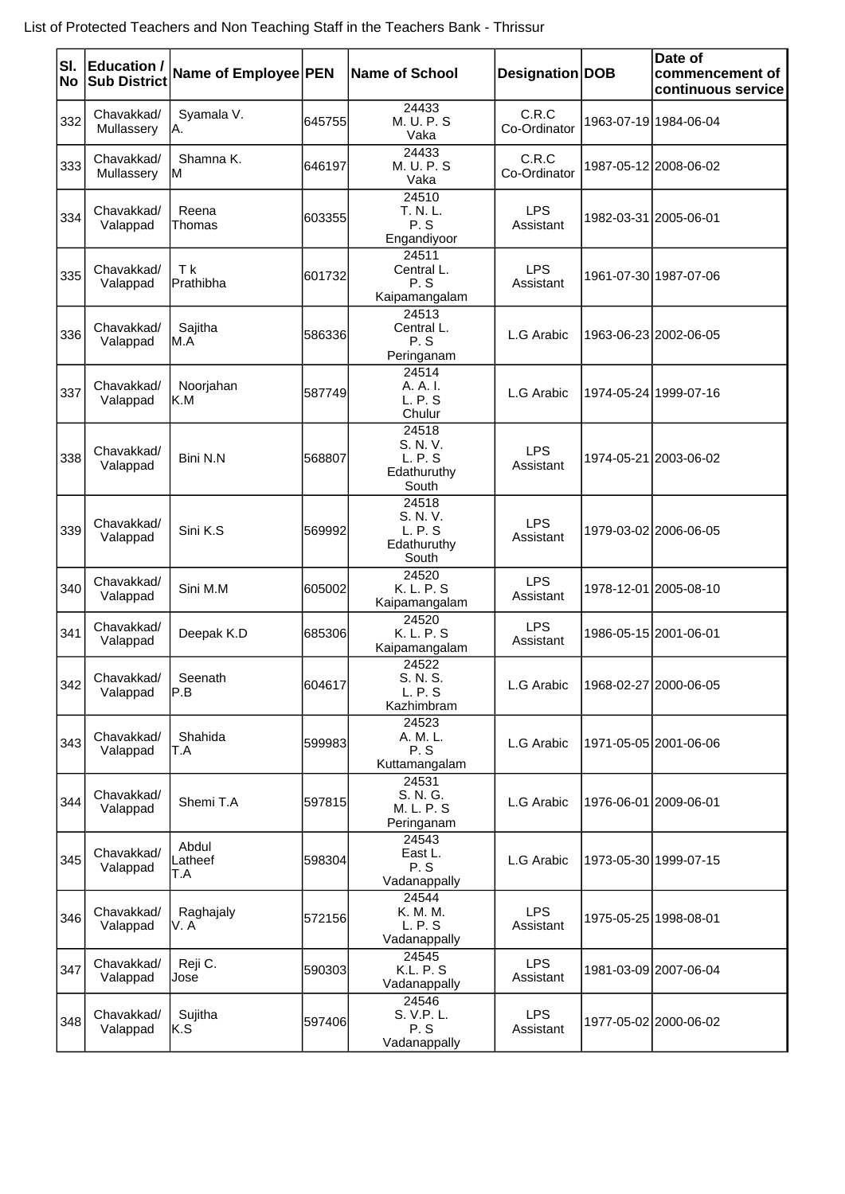List of Protected Teachers and Non Teaching Staff in the Teachers Bank - Thrissur

| Sl. No | Education / Sub District | Name of Employee | PEN | Name of School | Designation | DOB | Date of commencement of continuous service |
|---|---|---|---|---|---|---|---|
| 332 | Chavakkad/ Mullassery | Syamala V. A. | 645755 | 24433 M. U. P. S Vaka | C.R.C Co-Ordinator | 1963-07-19 | 1984-06-04 |
| 333 | Chavakkad/ Mullassery | Shamna K. M | 646197 | 24433 M. U. P. S Vaka | C.R.C Co-Ordinator | 1987-05-12 | 2008-06-02 |
| 334 | Chavakkad/ Valappad | Reena Thomas | 603355 | 24510 T. N. L. P. S Engandiyoor | LPS Assistant | 1982-03-31 | 2005-06-01 |
| 335 | Chavakkad/ Valappad | T k Prathibha | 601732 | 24511 Central L. P. S Kaipamangalam | LPS Assistant | 1961-07-30 | 1987-07-06 |
| 336 | Chavakkad/ Valappad | Sajitha M.A | 586336 | 24513 Central L. P. S Peringanam | L.G Arabic | 1963-06-23 | 2002-06-05 |
| 337 | Chavakkad/ Valappad | Noorjahan K.M | 587749 | 24514 A. A. I. L. P. S Chulur | L.G Arabic | 1974-05-24 | 1999-07-16 |
| 338 | Chavakkad/ Valappad | Bini N.N | 568807 | 24518 S. N. V. L. P. S Edathuruthy South | LPS Assistant | 1974-05-21 | 2003-06-02 |
| 339 | Chavakkad/ Valappad | Sini K.S | 569992 | 24518 S. N. V. L. P. S Edathuruthy South | LPS Assistant | 1979-03-02 | 2006-06-05 |
| 340 | Chavakkad/ Valappad | Sini M.M | 605002 | 24520 K. L. P. S Kaipamangalam | LPS Assistant | 1978-12-01 | 2005-08-10 |
| 341 | Chavakkad/ Valappad | Deepak K.D | 685306 | 24520 K. L. P. S Kaipamangalam | LPS Assistant | 1986-05-15 | 2001-06-01 |
| 342 | Chavakkad/ Valappad | Seenath P.B | 604617 | 24522 S. N. S. L. P. S Kazhimbram | L.G Arabic | 1968-02-27 | 2000-06-05 |
| 343 | Chavakkad/ Valappad | Shahida T.A | 599983 | 24523 A. M. L. P. S Kuttamangalam | L.G Arabic | 1971-05-05 | 2001-06-06 |
| 344 | Chavakkad/ Valappad | Shemi T.A | 597815 | 24531 S. N. G. M. L. P. S Peringanam | L.G Arabic | 1976-06-01 | 2009-06-01 |
| 345 | Chavakkad/ Valappad | Abdul Latheef T.A | 598304 | 24543 East L. P. S Vadanappally | L.G Arabic | 1973-05-30 | 1999-07-15 |
| 346 | Chavakkad/ Valappad | Raghajaly V. A | 572156 | 24544 K. M. M. L. P. S Vadanappally | LPS Assistant | 1975-05-25 | 1998-08-01 |
| 347 | Chavakkad/ Valappad | Reji C. Jose | 590303 | 24545 K.L. P. S Vadanappally | LPS Assistant | 1981-03-09 | 2007-06-04 |
| 348 | Chavakkad/ Valappad | Sujitha K.S | 597406 | 24546 S. V.P. L. P. S Vadanappally | LPS Assistant | 1977-05-02 | 2000-06-02 |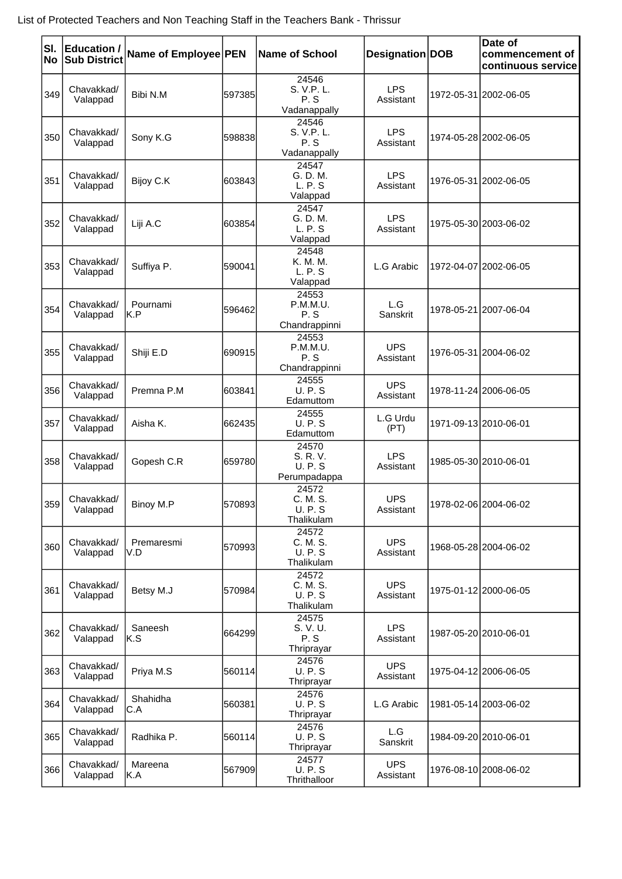List of Protected Teachers and Non Teaching Staff in the Teachers Bank - Thrissur

| Sl. No | Education / Sub District | Name of Employee | PEN | Name of School | Designation | DOB | Date of commencement of continuous service |
|---|---|---|---|---|---|---|---|
| 349 | Chavakkad/ Valappad | Bibi N.M | 597385 | 24546 S. V.P. L. P. S Vadanappally | LPS Assistant | 1972-05-31 | 2002-06-05 |
| 350 | Chavakkad/ Valappad | Sony K.G | 598838 | 24546 S. V.P. L. P. S Vadanappally | LPS Assistant | 1974-05-28 | 2002-06-05 |
| 351 | Chavakkad/ Valappad | Bijoy C.K | 603843 | 24547 G. D. M. L. P. S Valappad | LPS Assistant | 1976-05-31 | 2002-06-05 |
| 352 | Chavakkad/ Valappad | Liji A.C | 603854 | 24547 G. D. M. L. P. S Valappad | LPS Assistant | 1975-05-30 | 2003-06-02 |
| 353 | Chavakkad/ Valappad | Suffiya P. | 590041 | 24548 K. M. M. L. P. S Valappad | L.G Arabic | 1972-04-07 | 2002-06-05 |
| 354 | Chavakkad/ Valappad | Pournami K.P | 596462 | 24553 P.M.M.U. P. S Chandrappinni | L.G Sanskrit | 1978-05-21 | 2007-06-04 |
| 355 | Chavakkad/ Valappad | Shiji E.D | 690915 | 24553 P.M.M.U. P. S Chandrappinni | UPS Assistant | 1976-05-31 | 2004-06-02 |
| 356 | Chavakkad/ Valappad | Premna P.M | 603841 | 24555 U. P. S Edamuttom | UPS Assistant | 1978-11-24 | 2006-06-05 |
| 357 | Chavakkad/ Valappad | Aisha K. | 662435 | 24555 U. P. S Edamuttom | L.G Urdu (PT) | 1971-09-13 | 2010-06-01 |
| 358 | Chavakkad/ Valappad | Gopesh C.R | 659780 | 24570 S. R. V. U. P. S Perumpadappa | LPS Assistant | 1985-05-30 | 2010-06-01 |
| 359 | Chavakkad/ Valappad | Binoy M.P | 570893 | 24572 C. M. S. U. P. S Thalikulam | UPS Assistant | 1978-02-06 | 2004-06-02 |
| 360 | Chavakkad/ Valappad | Premaresmi V.D | 570993 | 24572 C. M. S. U. P. S Thalikulam | UPS Assistant | 1968-05-28 | 2004-06-02 |
| 361 | Chavakkad/ Valappad | Betsy M.J | 570984 | 24572 C. M. S. U. P. S Thalikulam | UPS Assistant | 1975-01-12 | 2000-06-05 |
| 362 | Chavakkad/ Valappad | Saneesh K.S | 664299 | 24575 S. V. U. P. S Thriprayar | LPS Assistant | 1987-05-20 | 2010-06-01 |
| 363 | Chavakkad/ Valappad | Priya M.S | 560114 | 24576 U. P. S Thriprayar | UPS Assistant | 1975-04-12 | 2006-06-05 |
| 364 | Chavakkad/ Valappad | Shahidha C.A | 560381 | 24576 U. P. S Thriprayar | L.G Arabic | 1981-05-14 | 2003-06-02 |
| 365 | Chavakkad/ Valappad | Radhika P. | 560114 | 24576 U. P. S Thriprayar | L.G Sanskrit | 1984-09-20 | 2010-06-01 |
| 366 | Chavakkad/ Valappad | Mareena K.A | 567909 | 24577 U. P. S Thrithalloor | UPS Assistant | 1976-08-10 | 2008-06-02 |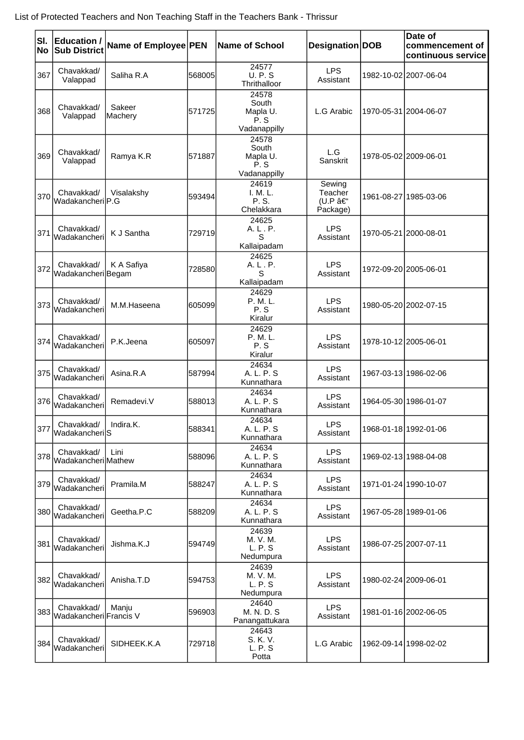List of Protected Teachers and Non Teaching Staff in the Teachers Bank - Thrissur

| Sl. No | Education / Sub District | Name of Employee | PEN | Name of School | Designation | DOB | Date of commencement of continuous service |
|---|---|---|---|---|---|---|---|
| 367 | Chavakkad/ Valappad | Saliha R.A | 568005 | 24577 U. P. S Thrithalloor | LPS Assistant | 1982-10-02 | 2007-06-04 |
| 368 | Chavakkad/ Valappad | Sakeer Machery | 571725 | 24578 South Mapla U. P. S Vadanappilly | L.G Arabic | 1970-05-31 | 2004-06-07 |
| 369 | Chavakkad/ Valappad | Ramya K.R | 571887 | 24578 South Mapla U. P. S Vadanappilly | L.G Sanskrit | 1978-05-02 | 2009-06-01 |
| 370 | Chavakkad/ Wadakancheri | Visalakshy P.G | 593494 | 24619 I. M. L. P. S. Chelakkara | Sewing Teacher (U.P â€“ Package) | 1961-08-27 | 1985-03-06 |
| 371 | Chavakkad/ Wadakancheri | K J Santha | 729719 | 24625 A. L . P. S Kallaipadam | LPS Assistant | 1970-05-21 | 2000-08-01 |
| 372 | Chavakkad/ Wadakancheri | K A Safiya Begam | 728580 | 24625 A. L . P. S Kallaipadam | LPS Assistant | 1972-09-20 | 2005-06-01 |
| 373 | Chavakkad/ Wadakancheri | M.M.Haseena | 605099 | 24629 P. M. L. P. S Kiralur | LPS Assistant | 1980-05-20 | 2002-07-15 |
| 374 | Chavakkad/ Wadakancheri | P.K.Jeena | 605097 | 24629 P. M. L. P. S Kiralur | LPS Assistant | 1978-10-12 | 2005-06-01 |
| 375 | Chavakkad/ Wadakancheri | Asina.R.A | 587994 | 24634 A. L. P. S Kunnathara | LPS Assistant | 1967-03-13 | 1986-02-06 |
| 376 | Chavakkad/ Wadakancheri | Remadevi.V | 588013 | 24634 A. L. P. S Kunnathara | LPS Assistant | 1964-05-30 | 1986-01-07 |
| 377 | Chavakkad/ Wadakancheri | Indira.K. S | 588341 | 24634 A. L. P. S Kunnathara | LPS Assistant | 1968-01-18 | 1992-01-06 |
| 378 | Chavakkad/ Wadakancheri | Lini Mathew | 588096 | 24634 A. L. P. S Kunnathara | LPS Assistant | 1969-02-13 | 1988-04-08 |
| 379 | Chavakkad/ Wadakancheri | Pramila.M | 588247 | 24634 A. L. P. S Kunnathara | LPS Assistant | 1971-01-24 | 1990-10-07 |
| 380 | Chavakkad/ Wadakancheri | Geetha.P.C | 588209 | 24634 A. L. P. S Kunnathara | LPS Assistant | 1967-05-28 | 1989-01-06 |
| 381 | Chavakkad/ Wadakancheri | Jishma.K.J | 594749 | 24639 M. V. M. L. P. S Nedumpura | LPS Assistant | 1986-07-25 | 2007-07-11 |
| 382 | Chavakkad/ Wadakancheri | Anisha.T.D | 594753 | 24639 M. V. M. L. P. S Nedumpura | LPS Assistant | 1980-02-24 | 2009-06-01 |
| 383 | Chavakkad/ Wadakancheri | Manju Francis V | 596903 | 24640 M. N. D. S Panangattukara | LPS Assistant | 1981-01-16 | 2002-06-05 |
| 384 | Chavakkad/ Wadakancheri | SIDHEEK.K.A | 729718 | 24643 S. K. V. L. P. S Potta | L.G Arabic | 1962-09-14 | 1998-02-02 |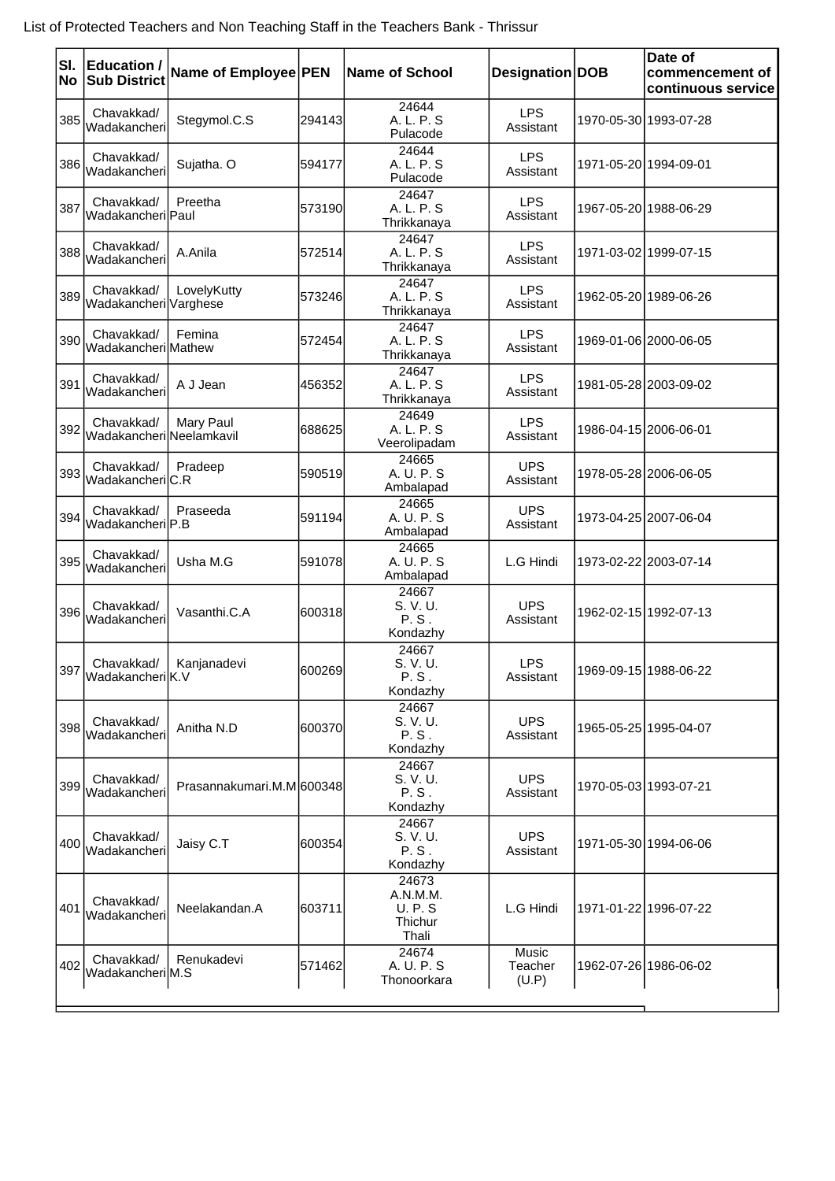List of Protected Teachers and Non Teaching Staff in the Teachers Bank - Thrissur

| Sl. No | Education / Sub District | Name of Employee | PEN | Name of School | Designation | DOB | Date of commencement of continuous service |
|---|---|---|---|---|---|---|---|
| 385 | Chavakkad/ Wadakancheri | Stegymol.C.S | 294143 | 24644 A. L. P. S Pulacode | LPS Assistant | 1970-05-30 | 1993-07-28 |
| 386 | Chavakkad/ Wadakancheri | Sujatha. O | 594177 | 24644 A. L. P. S Pulacode | LPS Assistant | 1971-05-20 | 1994-09-01 |
| 387 | Chavakkad/ Wadakancheri | Preetha Paul | 573190 | 24647 A. L. P. S Thrikkanaya | LPS Assistant | 1967-05-20 | 1988-06-29 |
| 388 | Chavakkad/ Wadakancheri | A.Anila | 572514 | 24647 A. L. P. S Thrikkanaya | LPS Assistant | 1971-03-02 | 1999-07-15 |
| 389 | Chavakkad/ Wadakancheri | LovelyKutty Varghese | 573246 | 24647 A. L. P. S Thrikkanaya | LPS Assistant | 1962-05-20 | 1989-06-26 |
| 390 | Chavakkad/ Wadakancheri | Femina Mathew | 572454 | 24647 A. L. P. S Thrikkanaya | LPS Assistant | 1969-01-06 | 2000-06-05 |
| 391 | Chavakkad/ Wadakancheri | A J Jean | 456352 | 24647 A. L. P. S Thrikkanaya | LPS Assistant | 1981-05-28 | 2003-09-02 |
| 392 | Chavakkad/ Wadakancheri | Mary Paul Neelamkavil | 688625 | 24649 A. L. P. S Veerolipadam | LPS Assistant | 1986-04-15 | 2006-06-01 |
| 393 | Chavakkad/ Wadakancheri | Pradeep C.R | 590519 | 24665 A. U. P. S Ambalapad | UPS Assistant | 1978-05-28 | 2006-06-05 |
| 394 | Chavakkad/ Wadakancheri | Praseeda P.B | 591194 | 24665 A. U. P. S Ambalapad | UPS Assistant | 1973-04-25 | 2007-06-04 |
| 395 | Chavakkad/ Wadakancheri | Usha M.G | 591078 | 24665 A. U. P. S Ambalapad | L.G Hindi | 1973-02-22 | 2003-07-14 |
| 396 | Chavakkad/ Wadakancheri | Vasanthi.C.A | 600318 | 24667 S. V. U. P. S . Kondazhy | UPS Assistant | 1962-02-15 | 1992-07-13 |
| 397 | Chavakkad/ Wadakancheri | Kanjanadevi K.V | 600269 | 24667 S. V. U. P. S . Kondazhy | LPS Assistant | 1969-09-15 | 1988-06-22 |
| 398 | Chavakkad/ Wadakancheri | Anitha N.D | 600370 | 24667 S. V. U. P. S . Kondazhy | UPS Assistant | 1965-05-25 | 1995-04-07 |
| 399 | Chavakkad/ Wadakancheri | Prasannakumari.M.M | 600348 | 24667 S. V. U. P. S . Kondazhy | UPS Assistant | 1970-05-03 | 1993-07-21 |
| 400 | Chavakkad/ Wadakancheri | Jaisy C.T | 600354 | 24667 S. V. U. P. S . Kondazhy | UPS Assistant | 1971-05-30 | 1994-06-06 |
| 401 | Chavakkad/ Wadakancheri | Neelakandan.A | 603711 | 24673 A.N.M.M. U. P. S Thichur Thali | L.G Hindi | 1971-01-22 | 1996-07-22 |
| 402 | Chavakkad/ Wadakancheri | Renukadevi M.S | 571462 | 24674 A. U. P. S Thonoorkara | Music Teacher (U.P) | 1962-07-26 | 1986-06-02 |